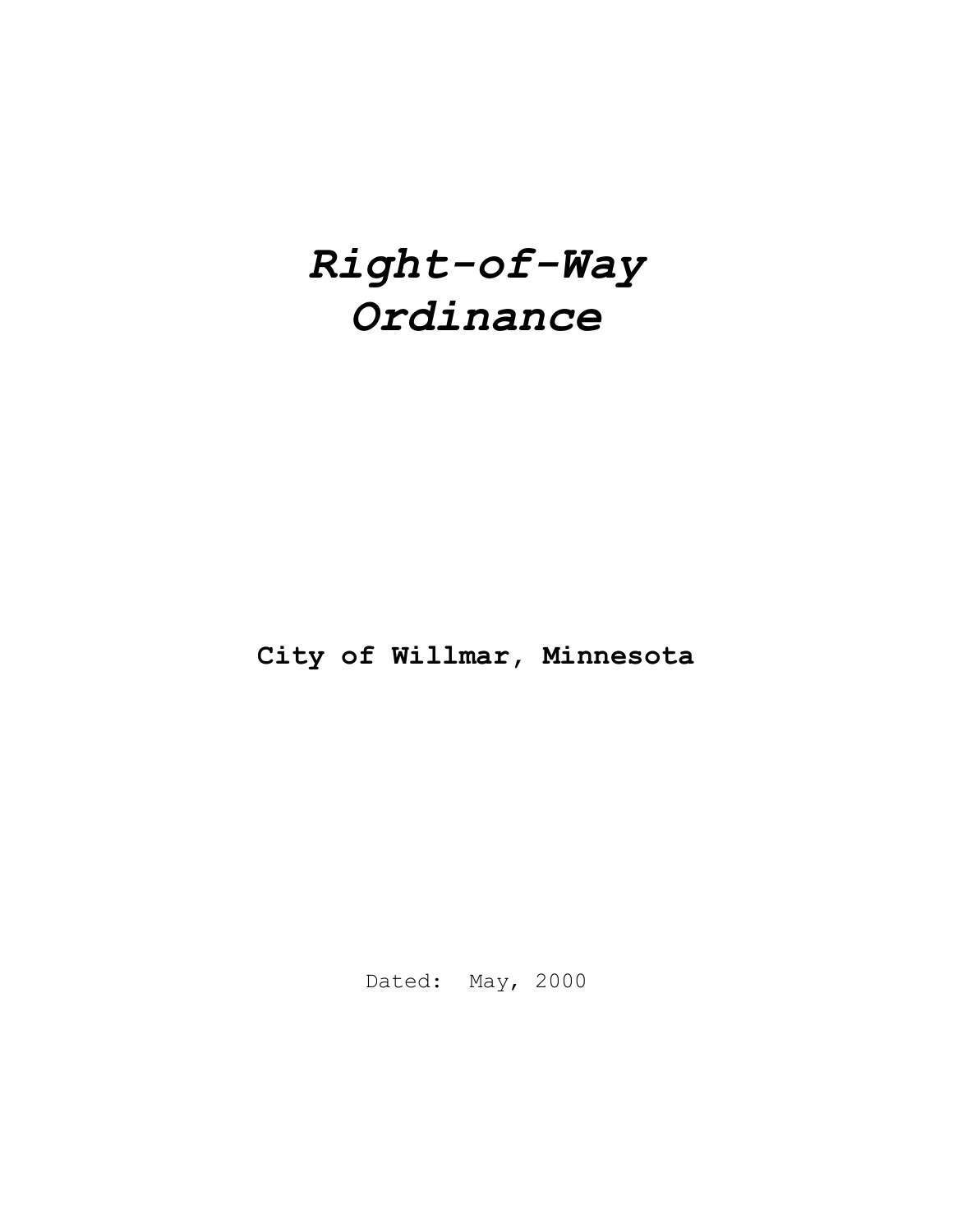# *Right-of-Way Ordinance*

**City of Willmar, Minnesota**

Dated: May, 2000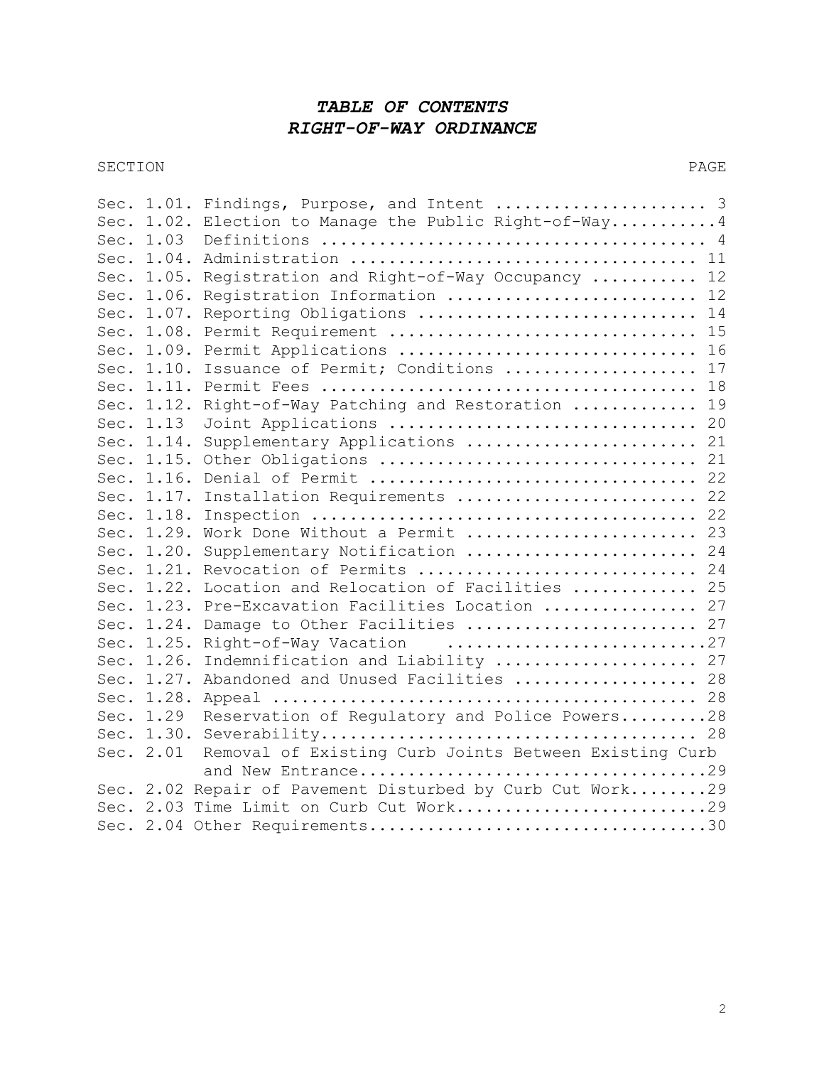# ***TABLE OF CONTENTS***
# ***RIGHT-OF-WAY ORDINANCE***

| SECTION | | PAGE |
|---|---|---|
| Sec. 1.01. | Findings, Purpose, and Intent | 3 |
| Sec. 1.02. | Election to Manage the Public Right-of-Way | 4 |
| Sec. 1.03 | Definitions | 4 |
| Sec. 1.04. | Administration | 11 |
| Sec. 1.05. | Registration and Right-of-Way Occupancy | 12 |
| Sec. 1.06. | Registration Information | 12 |
| Sec. 1.07. | Reporting Obligations | 14 |
| Sec. 1.08. | Permit Requirement | 15 |
| Sec. 1.09. | Permit Applications | 16 |
| Sec. 1.10. | Issuance of Permit; Conditions | 17 |
| Sec. 1.11. | Permit Fees | 18 |
| Sec. 1.12. | Right-of-Way Patching and Restoration | 19 |
| Sec. 1.13 | Joint Applications | 20 |
| Sec. 1.14. | Supplementary Applications | 21 |
| Sec. 1.15. | Other Obligations | 21 |
| Sec. 1.16. | Denial of Permit | 22 |
| Sec. 1.17. | Installation Requirements | 22 |
| Sec. 1.18. | Inspection | 22 |
| Sec. 1.29. | Work Done Without a Permit | 23 |
| Sec. 1.20. | Supplementary Notification | 24 |
| Sec. 1.21. | Revocation of Permits | 24 |
| Sec. 1.22. | Location and Relocation of Facilities | 25 |
| Sec. 1.23. | Pre-Excavation Facilities Location | 27 |
| Sec. 1.24. | Damage to Other Facilities | 27 |
| Sec. 1.25. | Right-of-Way Vacation | 27 |
| Sec. 1.26. | Indemnification and Liability | 27 |
| Sec. 1.27. | Abandoned and Unused Facilities | 28 |
| Sec. 1.28. | Appeal | 28 |
| Sec. 1.29 | Reservation of Regulatory and Police Powers | 28 |
| Sec. 1.30. | Severability | 28 |
| Sec. 2.01 | Removal of Existing Curb Joints Between Existing Curb and New Entrance | 29 |
| Sec. 2.02 | Repair of Pavement Disturbed by Curb Cut Work | 29 |
| Sec. 2.03 | Time Limit on Curb Cut Work | 29 |
| Sec. 2.04 | Other Requirements | 30 |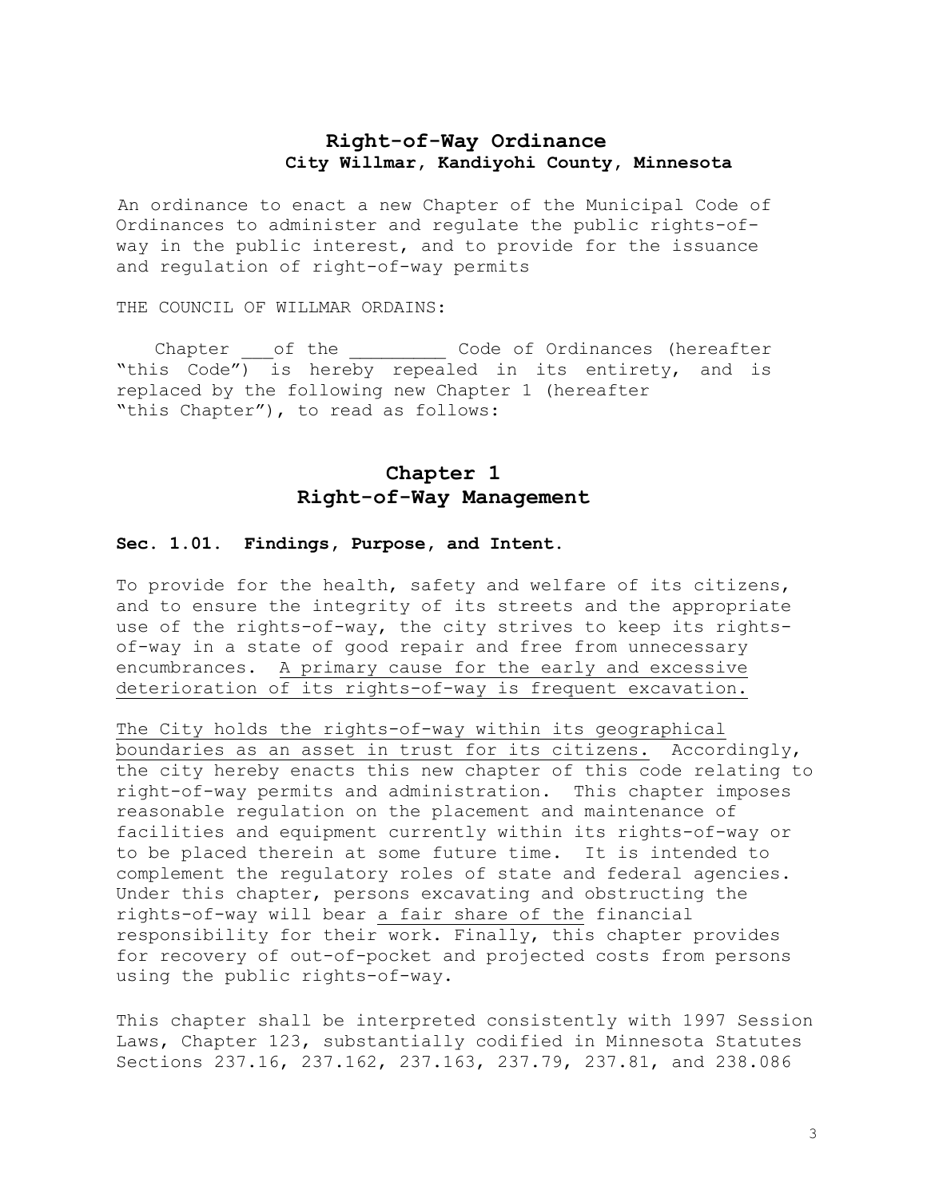# Right-of-Way Ordinance

**City Willmar, Kandiyohi County, Minnesota**

An ordinance to enact a new Chapter of the Municipal Code of Ordinances to administer and regulate the public rights-of-way in the public interest, and to provide for the issuance and regulation of right-of-way permits

THE COUNCIL OF WILLMAR ORDAINS:

Chapter ___of the _________ Code of Ordinances (hereafter "this Code") is hereby repealed in its entirety, and is replaced by the following new Chapter 1 (hereafter "this Chapter"), to read as follows:

## Chapter 1
## Right-of-Way Management

### Sec. 1.01. Findings, Purpose, and Intent.

To provide for the health, safety and welfare of its citizens, and to ensure the integrity of its streets and the appropriate use of the rights-of-way, the city strives to keep its rights-of-way in a state of good repair and free from unnecessary encumbrances. <u>A primary cause for the early and excessive deterioration of its rights-of-way is frequent excavation.</u>

<u>The City holds the rights-of-way within its geographical boundaries as an asset in trust for its citizens.</u> Accordingly, the city hereby enacts this new chapter of this code relating to right-of-way permits and administration. This chapter imposes reasonable regulation on the placement and maintenance of facilities and equipment currently within its rights-of-way or to be placed therein at some future time. It is intended to complement the regulatory roles of state and federal agencies. Under this chapter, persons excavating and obstructing the rights-of-way will bear <u>a fair share of the</u> financial responsibility for their work. Finally, this chapter provides for recovery of out-of-pocket and projected costs from persons using the public rights-of-way.

This chapter shall be interpreted consistently with 1997 Session Laws, Chapter 123, substantially codified in Minnesota Statutes Sections 237.16, 237.162, 237.163, 237.79, 237.81, and 238.086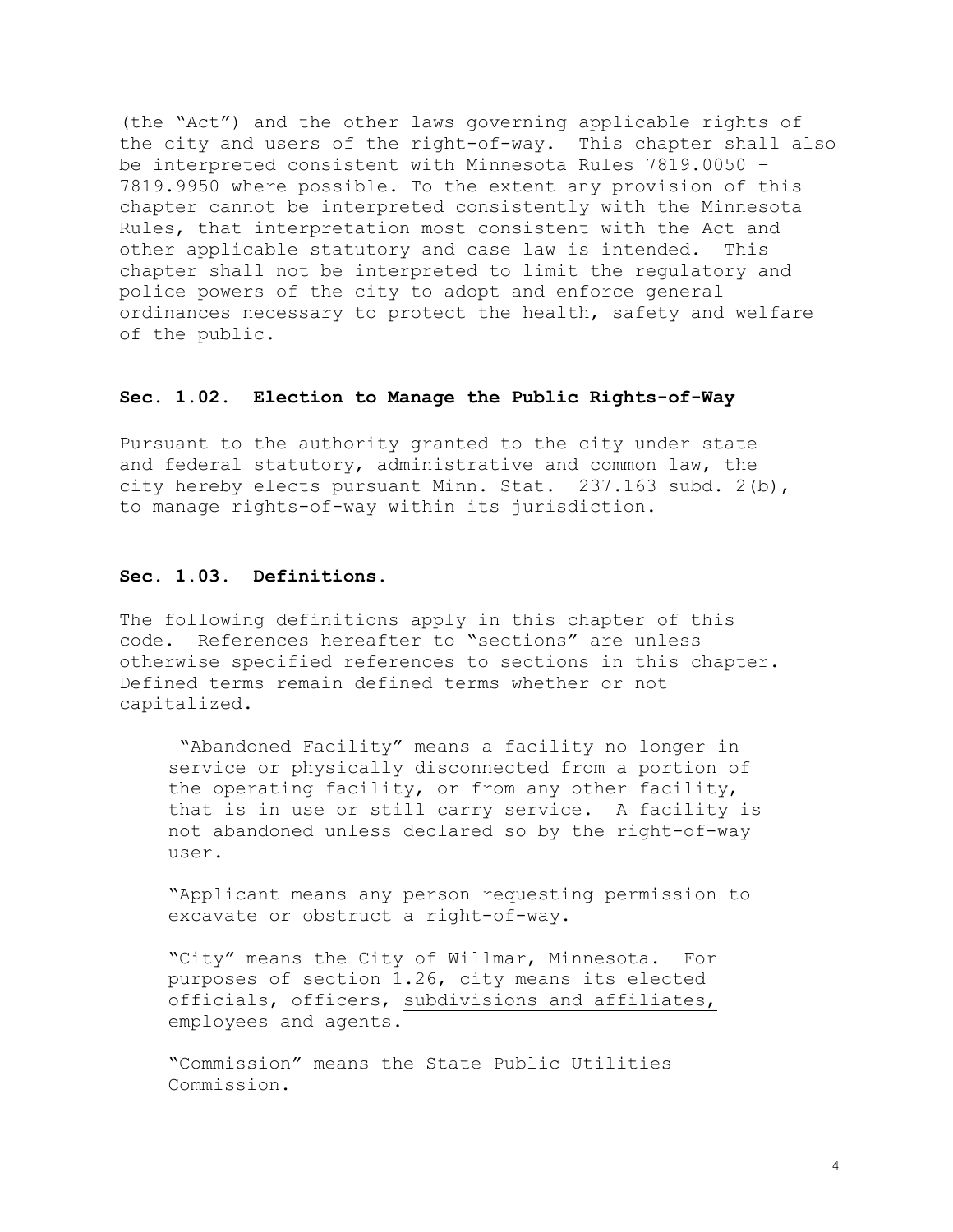(the "Act") and the other laws governing applicable rights of the city and users of the right-of-way. This chapter shall also be interpreted consistent with Minnesota Rules 7819.0050 – 7819.9950 where possible. To the extent any provision of this chapter cannot be interpreted consistently with the Minnesota Rules, that interpretation most consistent with the Act and other applicable statutory and case law is intended. This chapter shall not be interpreted to limit the regulatory and police powers of the city to adopt and enforce general ordinances necessary to protect the health, safety and welfare of the public.

**Sec. 1.02. Election to Manage the Public Rights-of-Way**

Pursuant to the authority granted to the city under state and federal statutory, administrative and common law, the city hereby elects pursuant Minn. Stat. 237.163 subd. 2(b), to manage rights-of-way within its jurisdiction.

**Sec. 1.03. Definitions.**

The following definitions apply in this chapter of this code. References hereafter to "sections" are unless otherwise specified references to sections in this chapter. Defined terms remain defined terms whether or not capitalized.

"Abandoned Facility" means a facility no longer in service or physically disconnected from a portion of the operating facility, or from any other facility, that is in use or still carry service. A facility is not abandoned unless declared so by the right-of-way user.

"Applicant means any person requesting permission to excavate or obstruct a right-of-way.

"City" means the City of Willmar, Minnesota. For purposes of section 1.26, city means its elected officials, officers, <u>subdivisions and affiliates,</u> employees and agents.

"Commission" means the State Public Utilities Commission.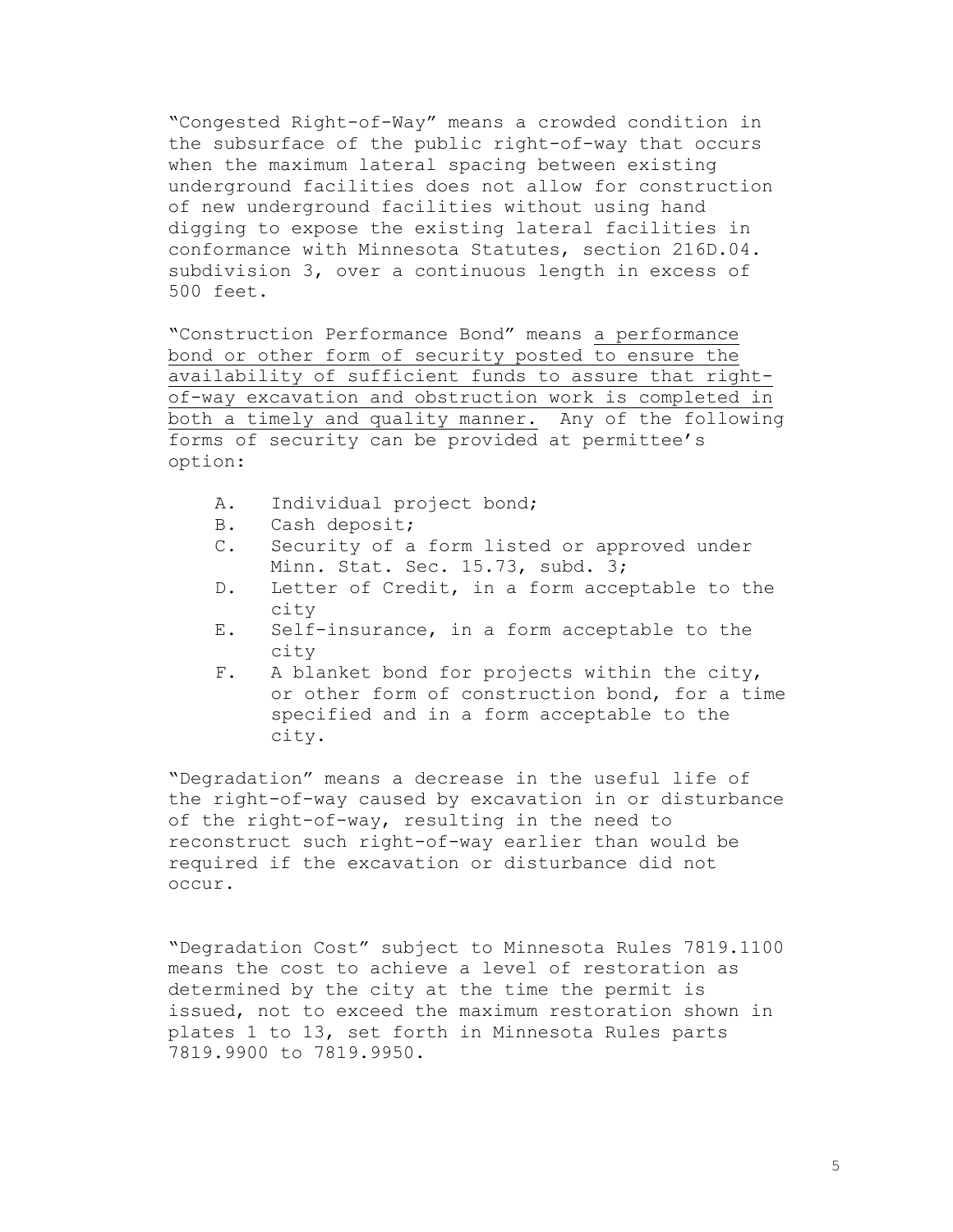"Congested Right-of-Way" means a crowded condition in the subsurface of the public right-of-way that occurs when the maximum lateral spacing between existing underground facilities does not allow for construction of new underground facilities without using hand digging to expose the existing lateral facilities in conformance with Minnesota Statutes, section 216D.04. subdivision 3, over a continuous length in excess of 500 feet.

"Construction Performance Bond" means a performance bond or other form of security posted to ensure the availability of sufficient funds to assure that right-of-way excavation and obstruction work is completed in both a timely and quality manner. Any of the following forms of security can be provided at permittee's option:

A. Individual project bond;
B. Cash deposit;
C. Security of a form listed or approved under Minn. Stat. Sec. 15.73, subd. 3;
D. Letter of Credit, in a form acceptable to the city
E. Self-insurance, in a form acceptable to the city
F. A blanket bond for projects within the city, or other form of construction bond, for a time specified and in a form acceptable to the city.

"Degradation" means a decrease in the useful life of the right-of-way caused by excavation in or disturbance of the right-of-way, resulting in the need to reconstruct such right-of-way earlier than would be required if the excavation or disturbance did not occur.

"Degradation Cost" subject to Minnesota Rules 7819.1100 means the cost to achieve a level of restoration as determined by the city at the time the permit is issued, not to exceed the maximum restoration shown in plates 1 to 13, set forth in Minnesota Rules parts 7819.9900 to 7819.9950.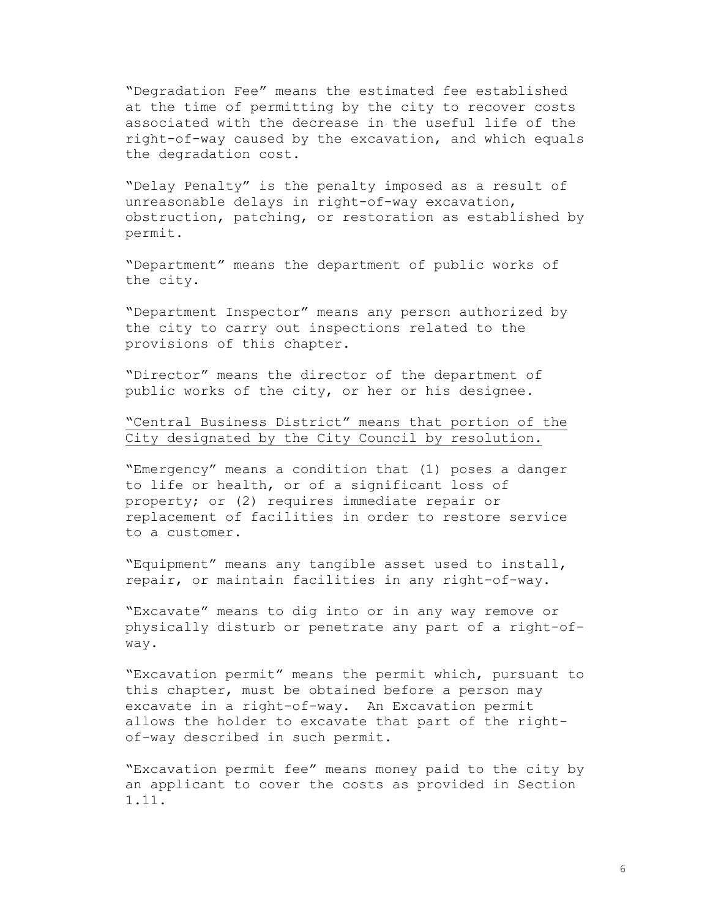"Degradation Fee" means the estimated fee established at the time of permitting by the city to recover costs associated with the decrease in the useful life of the right-of-way caused by the excavation, and which equals the degradation cost.

"Delay Penalty" is the penalty imposed as a result of unreasonable delays in right-of-way excavation, obstruction, patching, or restoration as established by permit.

"Department" means the department of public works of the city.

"Department Inspector" means any person authorized by the city to carry out inspections related to the provisions of this chapter.

"Director" means the director of the department of public works of the city, or her or his designee.

<u>"Central Business District" means that portion of the City designated by the City Council by resolution.</u>

"Emergency" means a condition that (1) poses a danger to life or health, or of a significant loss of property; or (2) requires immediate repair or replacement of facilities in order to restore service to a customer.

"Equipment" means any tangible asset used to install, repair, or maintain facilities in any right-of-way.

"Excavate" means to dig into or in any way remove or physically disturb or penetrate any part of a right-of-way.

"Excavation permit" means the permit which, pursuant to this chapter, must be obtained before a person may excavate in a right-of-way. An Excavation permit allows the holder to excavate that part of the right-of-way described in such permit.

"Excavation permit fee" means money paid to the city by an applicant to cover the costs as provided in Section 1.11.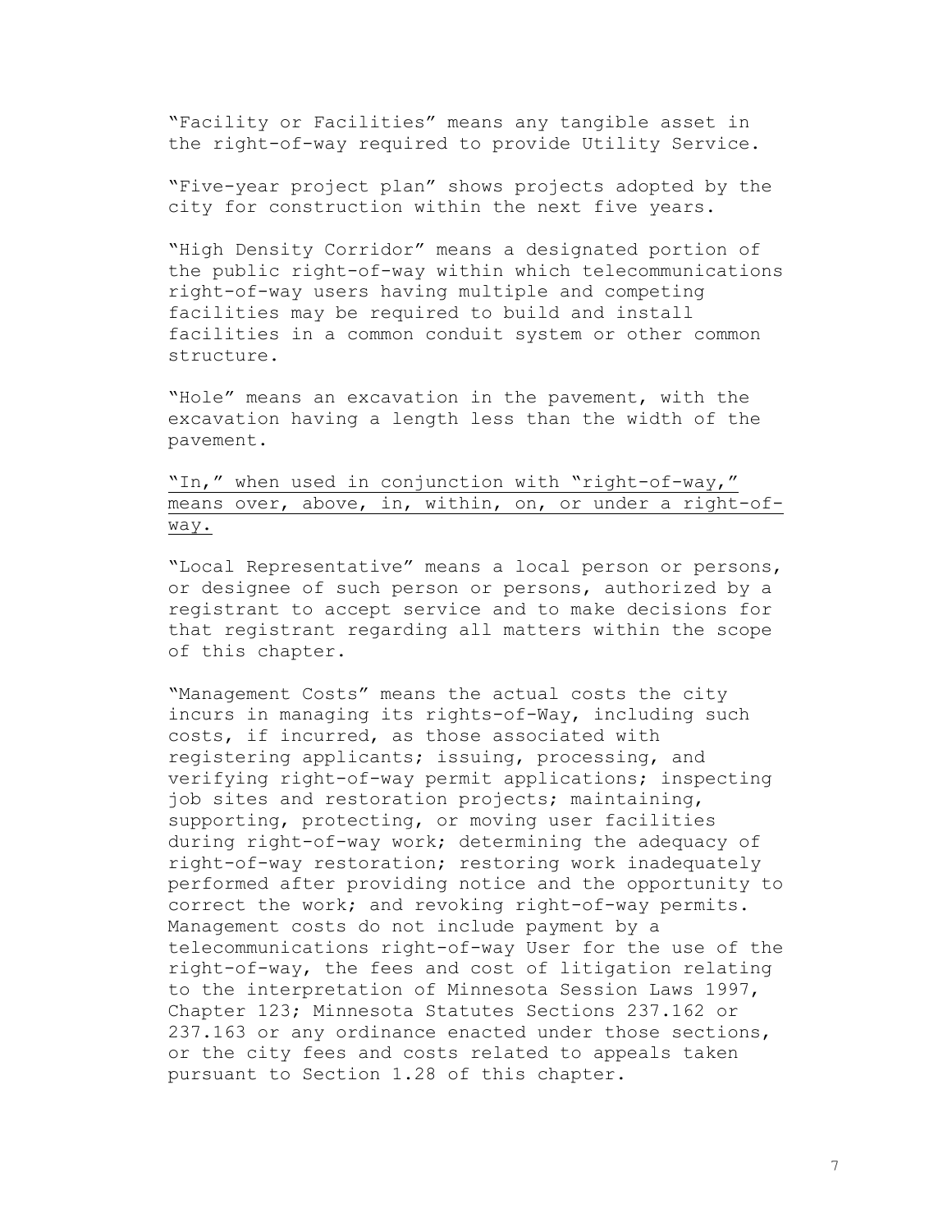"Facility or Facilities" means any tangible asset in the right-of-way required to provide Utility Service.

"Five-year project plan" shows projects adopted by the city for construction within the next five years.

"High Density Corridor" means a designated portion of the public right-of-way within which telecommunications right-of-way users having multiple and competing facilities may be required to build and install facilities in a common conduit system or other common structure.

"Hole" means an excavation in the pavement, with the excavation having a length less than the width of the pavement.

<u>"In," when used in conjunction with "right-of-way," means over, above, in, within, on, or under a right-of-way.</u>

"Local Representative" means a local person or persons, or designee of such person or persons, authorized by a registrant to accept service and to make decisions for that registrant regarding all matters within the scope of this chapter.

"Management Costs" means the actual costs the city incurs in managing its rights-of-Way, including such costs, if incurred, as those associated with registering applicants; issuing, processing, and verifying right-of-way permit applications; inspecting job sites and restoration projects; maintaining, supporting, protecting, or moving user facilities during right-of-way work; determining the adequacy of right-of-way restoration; restoring work inadequately performed after providing notice and the opportunity to correct the work; and revoking right-of-way permits. Management costs do not include payment by a telecommunications right-of-way User for the use of the right-of-way, the fees and cost of litigation relating to the interpretation of Minnesota Session Laws 1997, Chapter 123; Minnesota Statutes Sections 237.162 or 237.163 or any ordinance enacted under those sections, or the city fees and costs related to appeals taken pursuant to Section 1.28 of this chapter.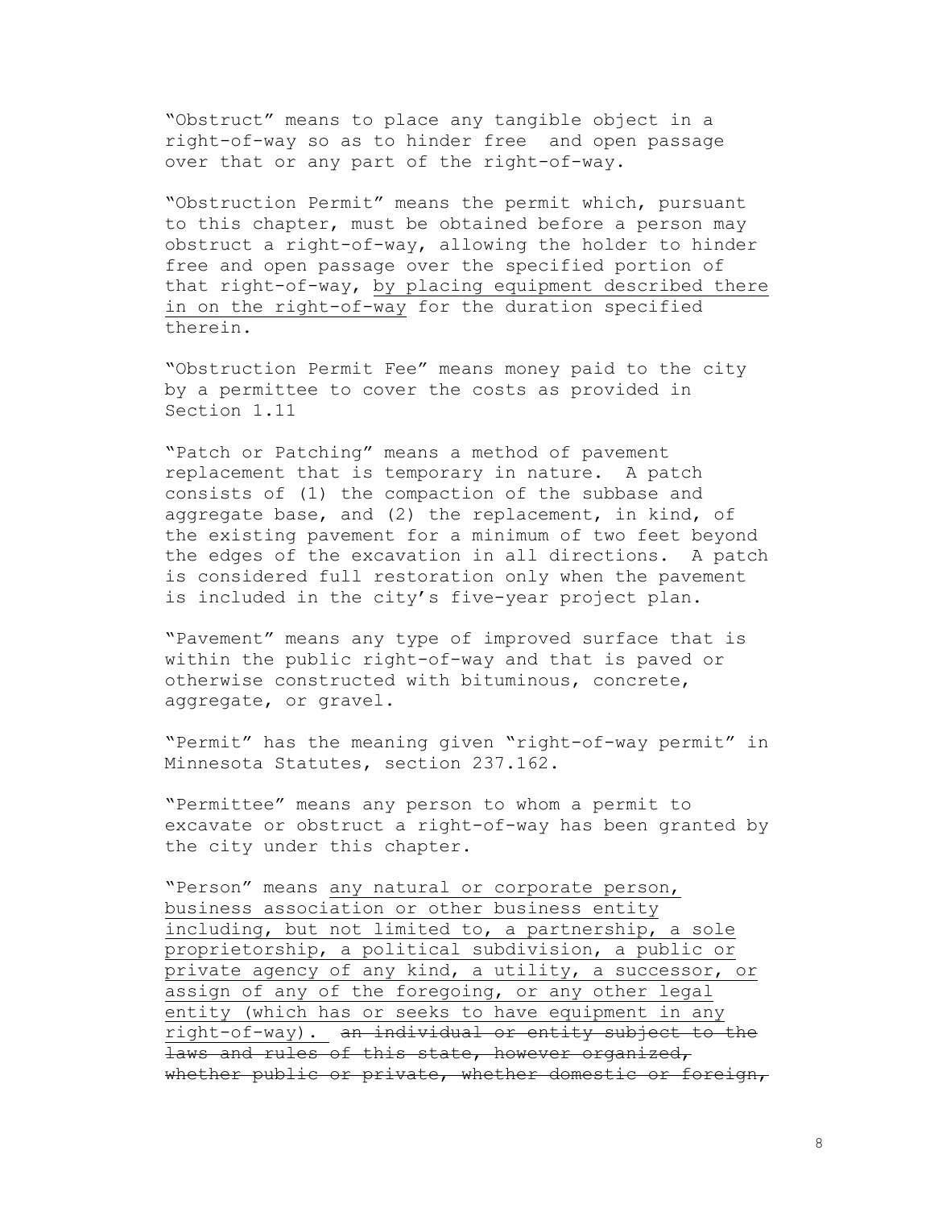"Obstruct" means to place any tangible object in a right-of-way so as to hinder free and open passage over that or any part of the right-of-way.

"Obstruction Permit" means the permit which, pursuant to this chapter, must be obtained before a person may obstruct a right-of-way, allowing the holder to hinder free and open passage over the specified portion of that right-of-way, <u>by placing equipment described there in on the right-of-way</u> for the duration specified therein.

"Obstruction Permit Fee" means money paid to the city by a permittee to cover the costs as provided in Section 1.11

"Patch or Patching" means a method of pavement replacement that is temporary in nature. A patch consists of (1) the compaction of the subbase and aggregate base, and (2) the replacement, in kind, of the existing pavement for a minimum of two feet beyond the edges of the excavation in all directions. A patch is considered full restoration only when the pavement is included in the city's five-year project plan.

"Pavement" means any type of improved surface that is within the public right-of-way and that is paved or otherwise constructed with bituminous, concrete, aggregate, or gravel.

"Permit" has the meaning given "right-of-way permit" in Minnesota Statutes, section 237.162.

"Permittee" means any person to whom a permit to excavate or obstruct a right-of-way has been granted by the city under this chapter.

"Person" means <u>any natural or corporate person, business association or other business entity including, but not limited to, a partnership, a sole proprietorship, a political subdivision, a public or private agency of any kind, a utility, a successor, or assign of any of the foregoing, or any other legal entity (which has or seeks to have equipment in any right-of-way).</u> ~~an individual or entity subject to the laws and rules of this state, however organized, whether public or private, whether domestic or foreign,~~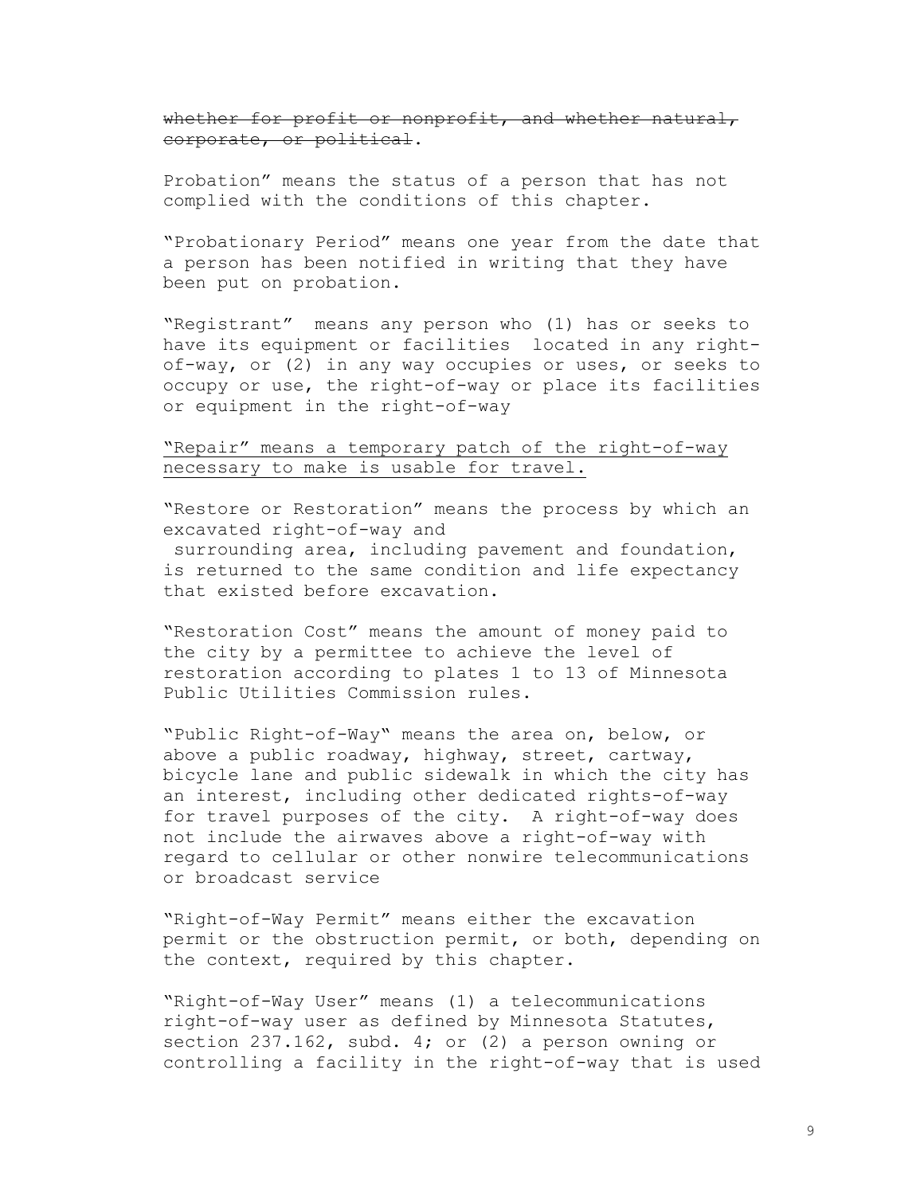~~whether for profit or nonprofit, and whether natural, corporate, or political~~.

Probation" means the status of a person that has not complied with the conditions of this chapter.

"Probationary Period" means one year from the date that a person has been notified in writing that they have been put on probation.

"Registrant" means any person who (1) has or seeks to have its equipment or facilities located in any right-of-way, or (2) in any way occupies or uses, or seeks to occupy or use, the right-of-way or place its facilities or equipment in the right-of-way

<u>"Repair" means a temporary patch of the right-of-way necessary to make is usable for travel.</u>

"Restore or Restoration" means the process by which an excavated right-of-way and surrounding area, including pavement and foundation, is returned to the same condition and life expectancy that existed before excavation.

"Restoration Cost" means the amount of money paid to the city by a permittee to achieve the level of restoration according to plates 1 to 13 of Minnesota Public Utilities Commission rules.

"Public Right-of-Way" means the area on, below, or above a public roadway, highway, street, cartway, bicycle lane and public sidewalk in which the city has an interest, including other dedicated rights-of-way for travel purposes of the city. A right-of-way does not include the airwaves above a right-of-way with regard to cellular or other nonwire telecommunications or broadcast service

"Right-of-Way Permit" means either the excavation permit or the obstruction permit, or both, depending on the context, required by this chapter.

"Right-of-Way User" means (1) a telecommunications right-of-way user as defined by Minnesota Statutes, section 237.162, subd. 4; or (2) a person owning or controlling a facility in the right-of-way that is used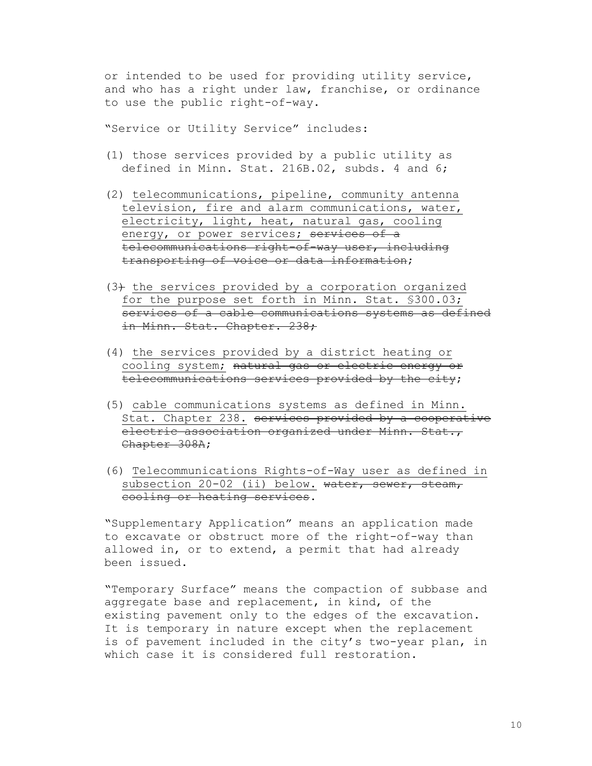or intended to be used for providing utility service, and who has a right under law, franchise, or ordinance to use the public right-of-way.

"Service or Utility Service" includes:

(1) those services provided by a public utility as defined in Minn. Stat. 216B.02, subds. 4 and 6;

(2) <u>telecommunications, pipeline, community antenna television, fire and alarm communications, water, electricity, light, heat, natural gas, cooling energy, or power services;</u> ~~services of a telecommunications right-of-way user, including transporting of voice or data information~~;

(3~~)~~ <u>the services provided by a corporation organized for the purpose set forth in Minn. Stat. §300.03;</u> ~~services of a cable communications systems as defined in Minn. Stat. Chapter. 238;~~

(4) <u>the services provided by a district heating or cooling system;</u> ~~natural gas or electric energy or telecommunications services provided by the city~~;

(5) <u>cable communications systems as defined in Minn. Stat. Chapter 238.</u> ~~services provided by a cooperative electric association organized under Minn. Stat., Chapter 308A~~;

(6) <u>Telecommunications Rights-of-Way user as defined in subsection 20-02 (ii) below.</u> ~~water, sewer, steam, cooling or heating services~~.

"Supplementary Application" means an application made to excavate or obstruct more of the right-of-way than allowed in, or to extend, a permit that had already been issued.

"Temporary Surface" means the compaction of subbase and aggregate base and replacement, in kind, of the existing pavement only to the edges of the excavation. It is temporary in nature except when the replacement is of pavement included in the city's two-year plan, in which case it is considered full restoration.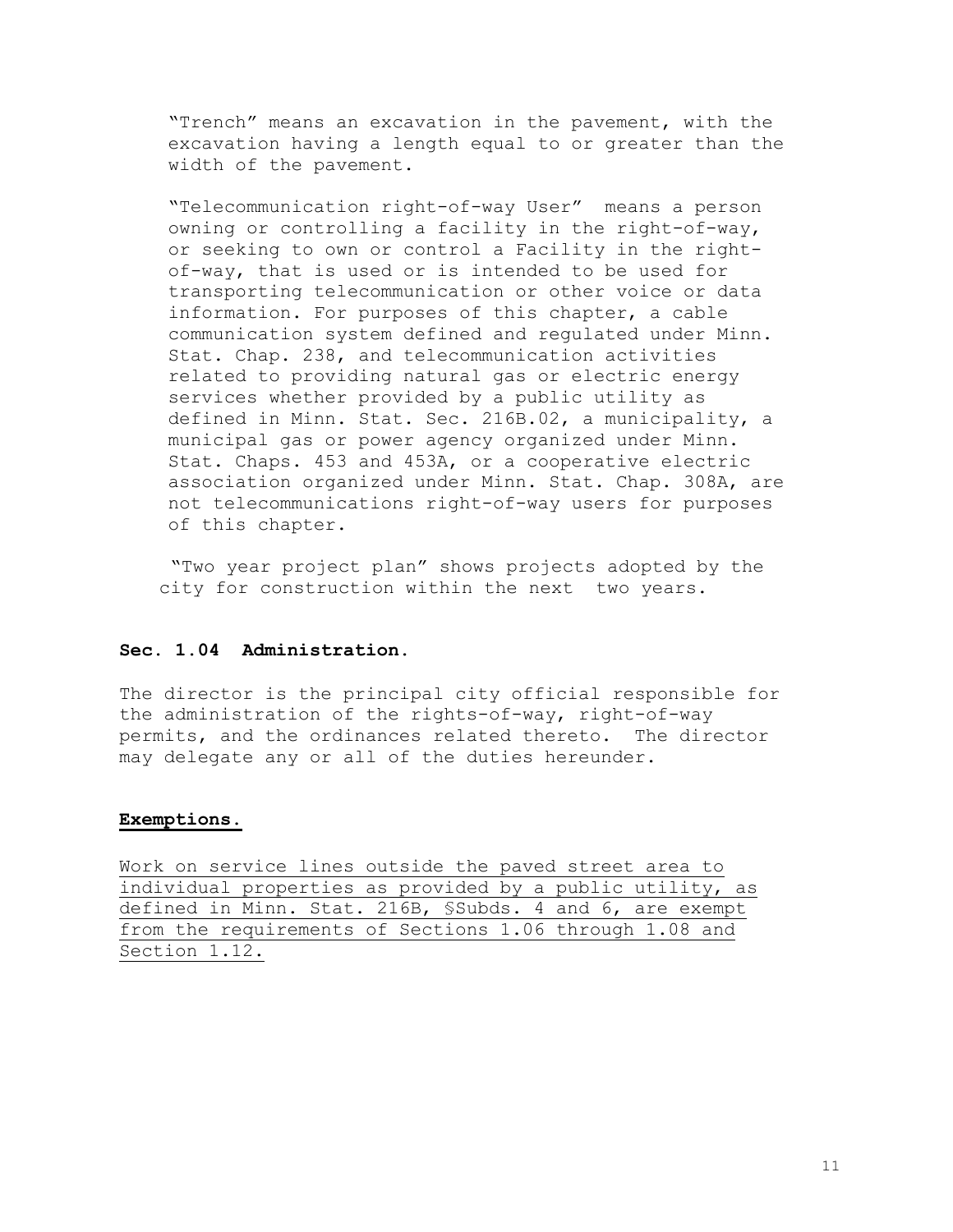"Trench" means an excavation in the pavement, with the excavation having a length equal to or greater than the width of the pavement.

"Telecommunication right-of-way User" means a person owning or controlling a facility in the right-of-way, or seeking to own or control a Facility in the right-of-way, that is used or is intended to be used for transporting telecommunication or other voice or data information. For purposes of this chapter, a cable communication system defined and regulated under Minn. Stat. Chap. 238, and telecommunication activities related to providing natural gas or electric energy services whether provided by a public utility as defined in Minn. Stat. Sec. 216B.02, a municipality, a municipal gas or power agency organized under Minn. Stat. Chaps. 453 and 453A, or a cooperative electric association organized under Minn. Stat. Chap. 308A, are not telecommunications right-of-way users for purposes of this chapter.

"Two year project plan" shows projects adopted by the city for construction within the next two years.

**Sec. 1.04 Administration.**

The director is the principal city official responsible for the administration of the rights-of-way, right-of-way permits, and the ordinances related thereto. The director may delegate any or all of the duties hereunder.

**<u>Exemptions.</u>**

<u>Work on service lines outside the paved street area to individual properties as provided by a public utility, as defined in Minn. Stat. 216B, §Subds. 4 and 6, are exempt from the requirements of Sections 1.06 through 1.08 and Section 1.12.</u>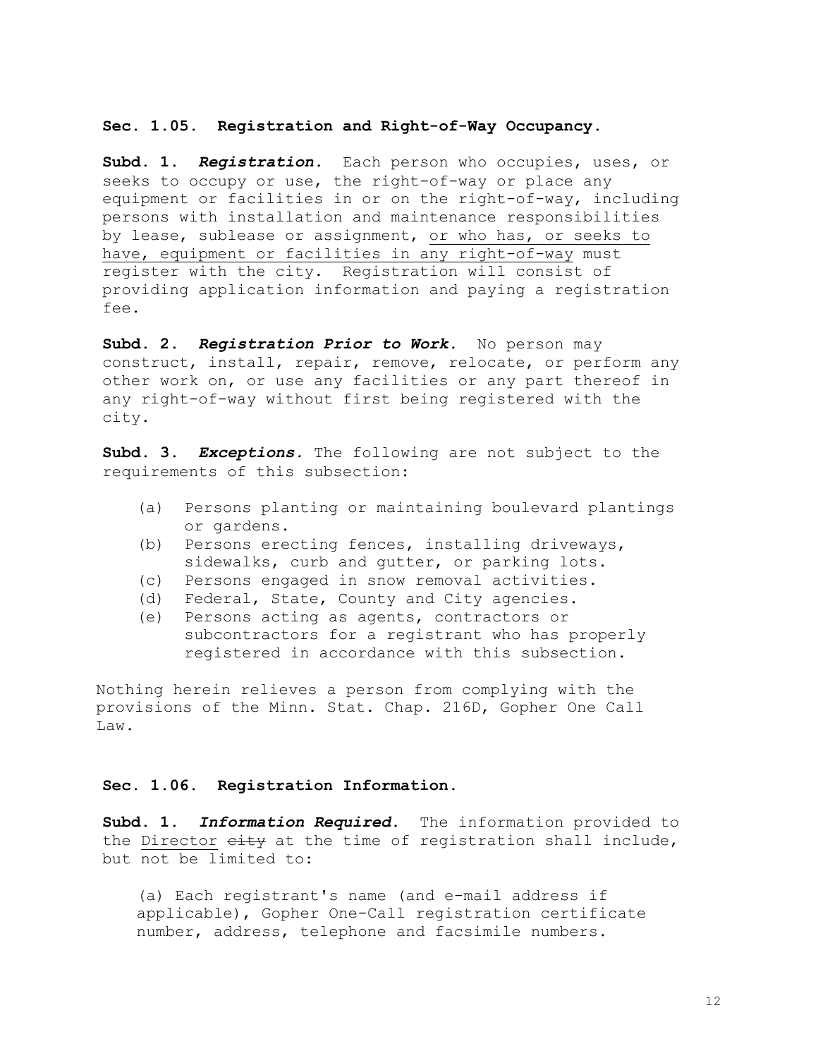**Sec. 1.05. Registration and Right-of-Way Occupancy.**

**Subd. 1.** ***Registration.*** Each person who occupies, uses, or seeks to occupy or use, the right-of-way or place any equipment or facilities in or on the right-of-way, including persons with installation and maintenance responsibilities by lease, sublease or assignment, <u>or who has, or seeks to have, equipment or facilities in any right-of-way</u> must register with the city. Registration will consist of providing application information and paying a registration fee.

**Subd. 2.** ***Registration Prior to Work.*** No person may construct, install, repair, remove, relocate, or perform any other work on, or use any facilities or any part thereof in any right-of-way without first being registered with the city.

**Subd. 3.** ***Exceptions.*** The following are not subject to the requirements of this subsection:

- (a) Persons planting or maintaining boulevard plantings or gardens.
- (b) Persons erecting fences, installing driveways, sidewalks, curb and gutter, or parking lots.
- (c) Persons engaged in snow removal activities.
- (d) Federal, State, County and City agencies.
- (e) Persons acting as agents, contractors or subcontractors for a registrant who has properly registered in accordance with this subsection.

Nothing herein relieves a person from complying with the provisions of the Minn. Stat. Chap. 216D, Gopher One Call Law.

**Sec. 1.06. Registration Information.**

**Subd. 1.** ***Information Required.*** The information provided to the <u>Director</u> ~~city~~ at the time of registration shall include, but not be limited to:

(a) Each registrant's name (and e-mail address if applicable), Gopher One-Call registration certificate number, address, telephone and facsimile numbers.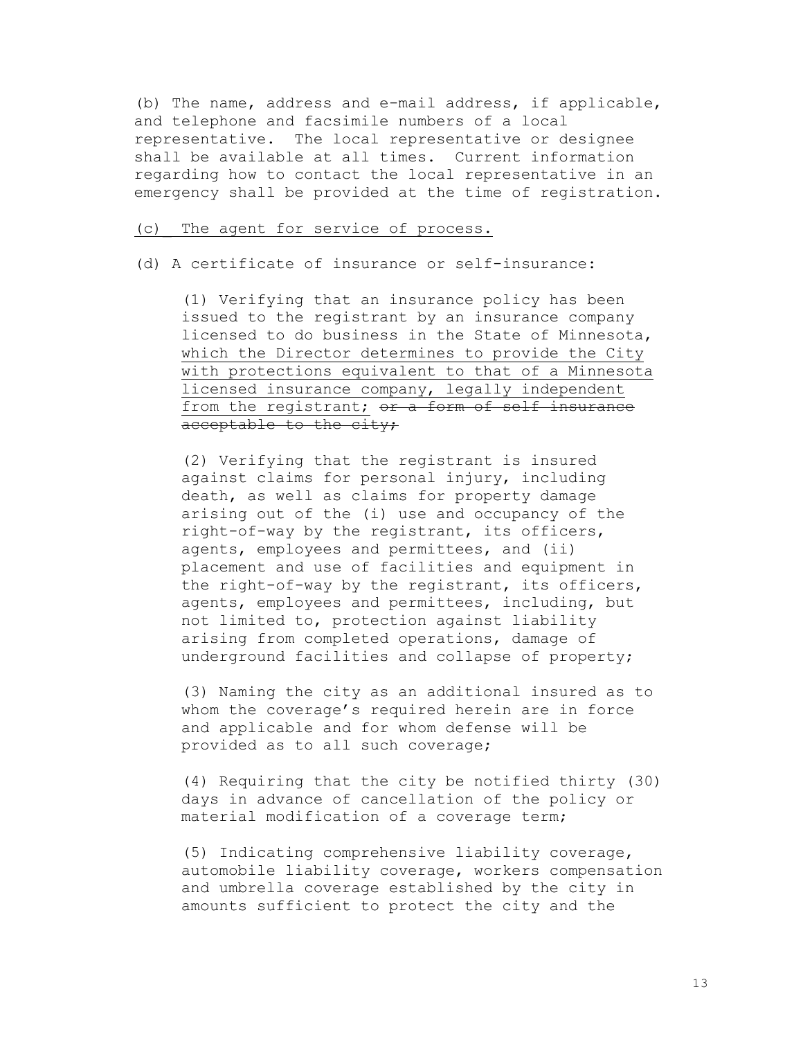(b) The name, address and e-mail address, if applicable, and telephone and facsimile numbers of a local representative. The local representative or designee shall be available at all times. Current information regarding how to contact the local representative in an emergency shall be provided at the time of registration.

<u>(c) The agent for service of process.</u>

(d) A certificate of insurance or self-insurance:

> (1) Verifying that an insurance policy has been issued to the registrant by an insurance company licensed to do business in the State of Minnesota, <u>which the Director determines to provide the City with protections equivalent to that of a Minnesota licensed insurance company, legally independent from the registrant</u>; ~~or a form of self insurance acceptable to the city;~~
>
> (2) Verifying that the registrant is insured against claims for personal injury, including death, as well as claims for property damage arising out of the (i) use and occupancy of the right-of-way by the registrant, its officers, agents, employees and permittees, and (ii) placement and use of facilities and equipment in the right-of-way by the registrant, its officers, agents, employees and permittees, including, but not limited to, protection against liability arising from completed operations, damage of underground facilities and collapse of property;
>
> (3) Naming the city as an additional insured as to whom the coverage's required herein are in force and applicable and for whom defense will be provided as to all such coverage;
>
> (4) Requiring that the city be notified thirty (30) days in advance of cancellation of the policy or material modification of a coverage term;
>
> (5) Indicating comprehensive liability coverage, automobile liability coverage, workers compensation and umbrella coverage established by the city in amounts sufficient to protect the city and the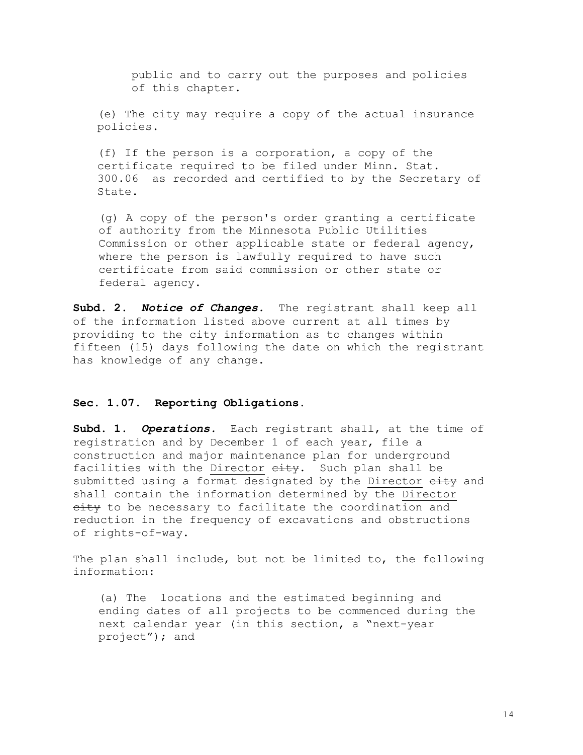public and to carry out the purposes and policies of this chapter.

(e) The city may require a copy of the actual insurance policies.

(f) If the person is a corporation, a copy of the certificate required to be filed under Minn. Stat. 300.06 as recorded and certified to by the Secretary of State.

(g) A copy of the person's order granting a certificate of authority from the Minnesota Public Utilities Commission or other applicable state or federal agency, where the person is lawfully required to have such certificate from said commission or other state or federal agency.

**Subd. 2.** ***Notice of Changes.*** The registrant shall keep all of the information listed above current at all times by providing to the city information as to changes within fifteen (15) days following the date on which the registrant has knowledge of any change.

**Sec. 1.07. Reporting Obligations.**

**Subd. 1.** ***Operations.*** Each registrant shall, at the time of registration and by December 1 of each year, file a construction and major maintenance plan for underground facilities with the <u>Director</u> ~~city~~. Such plan shall be submitted using a format designated by the <u>Director</u> ~~city~~ and shall contain the information determined by the <u>Director</u> ~~city~~ to be necessary to facilitate the coordination and reduction in the frequency of excavations and obstructions of rights-of-way.

The plan shall include, but not be limited to, the following information:

(a) The locations and the estimated beginning and ending dates of all projects to be commenced during the next calendar year (in this section, a "next-year project"); and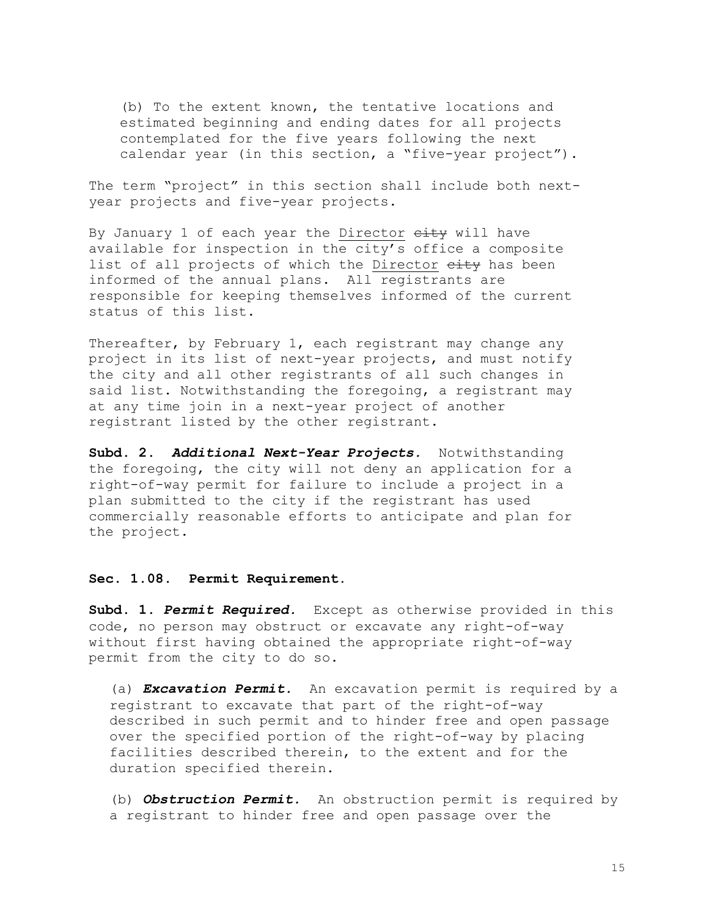(b) To the extent known, the tentative locations and estimated beginning and ending dates for all projects contemplated for the five years following the next calendar year (in this section, a "five-year project").

The term "project" in this section shall include both next-year projects and five-year projects.

By January 1 of each year the <u>Director</u> ~~city~~ will have available for inspection in the city's office a composite list of all projects of which the <u>Director</u> ~~city~~ has been informed of the annual plans. All registrants are responsible for keeping themselves informed of the current status of this list.

Thereafter, by February 1, each registrant may change any project in its list of next-year projects, and must notify the city and all other registrants of all such changes in said list. Notwithstanding the foregoing, a registrant may at any time join in a next-year project of another registrant listed by the other registrant.

**Subd. 2.** ***Additional Next-Year Projects.*** Notwithstanding the foregoing, the city will not deny an application for a right-of-way permit for failure to include a project in a plan submitted to the city if the registrant has used commercially reasonable efforts to anticipate and plan for the project.

### Sec. 1.08. Permit Requirement.

**Subd. 1.** ***Permit Required.*** Except as otherwise provided in this code, no person may obstruct or excavate any right-of-way without first having obtained the appropriate right-of-way permit from the city to do so.

(a) ***Excavation Permit.*** An excavation permit is required by a registrant to excavate that part of the right-of-way described in such permit and to hinder free and open passage over the specified portion of the right-of-way by placing facilities described therein, to the extent and for the duration specified therein.

(b) ***Obstruction Permit.*** An obstruction permit is required by a registrant to hinder free and open passage over the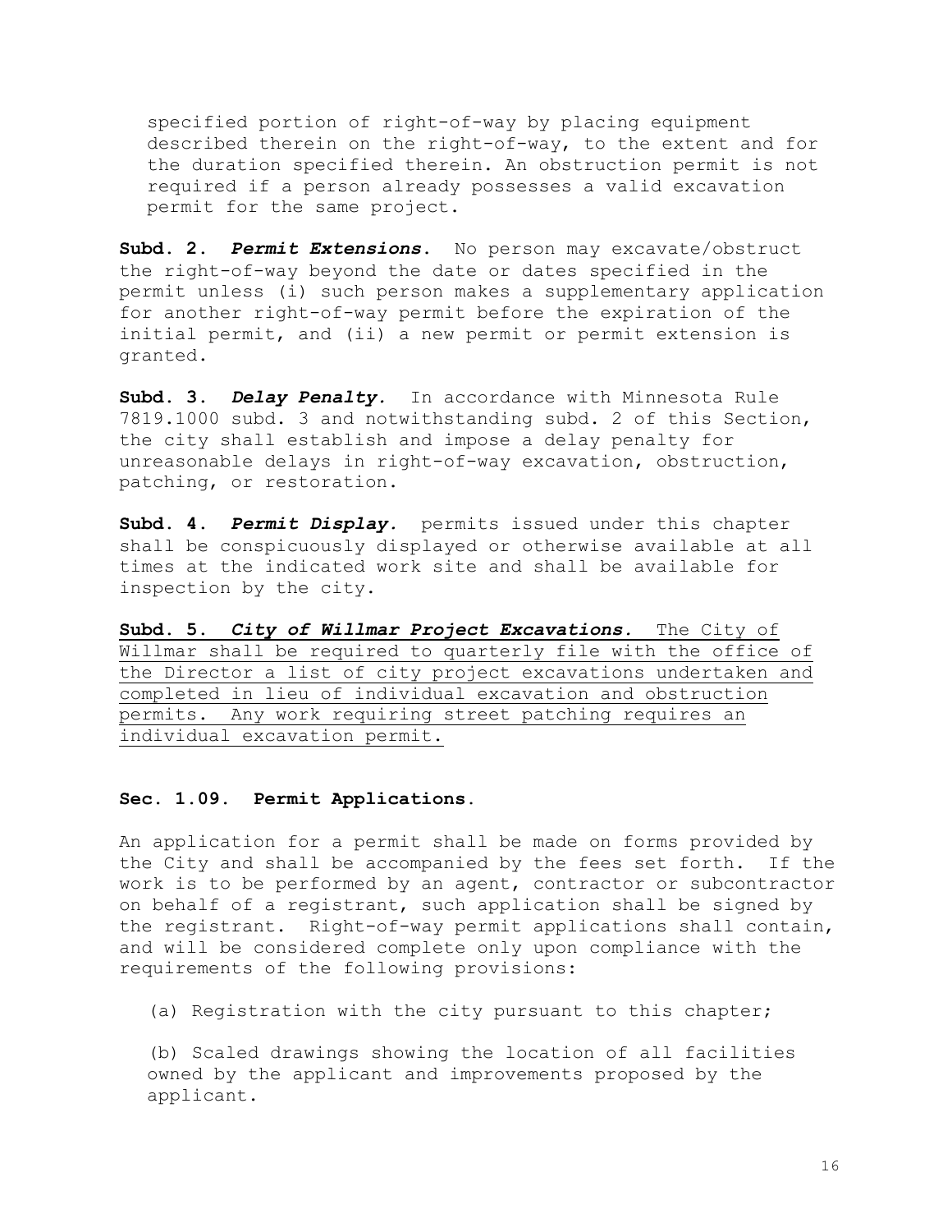specified portion of right-of-way by placing equipment described therein on the right-of-way, to the extent and for the duration specified therein. An obstruction permit is not required if a person already possesses a valid excavation permit for the same project.

**Subd. 2. *Permit Extensions*.** No person may excavate/obstruct the right-of-way beyond the date or dates specified in the permit unless (i) such person makes a supplementary application for another right-of-way permit before the expiration of the initial permit, and (ii) a new permit or permit extension is granted.

**Subd. 3. *Delay Penalty.*** In accordance with Minnesota Rule 7819.1000 subd. 3 and notwithstanding subd. 2 of this Section, the city shall establish and impose a delay penalty for unreasonable delays in right-of-way excavation, obstruction, patching, or restoration.

**Subd. 4. *Permit Display.*** permits issued under this chapter shall be conspicuously displayed or otherwise available at all times at the indicated work site and shall be available for inspection by the city.

<u>**Subd. 5. *City of Willmar Project Excavations.*** The City of Willmar shall be required to quarterly file with the office of the Director a list of city project excavations undertaken and completed in lieu of individual excavation and obstruction permits. Any work requiring street patching requires an individual excavation permit.</u>

### Sec. 1.09. Permit Applications.

An application for a permit shall be made on forms provided by the City and shall be accompanied by the fees set forth. If the work is to be performed by an agent, contractor or subcontractor on behalf of a registrant, such application shall be signed by the registrant. Right-of-way permit applications shall contain, and will be considered complete only upon compliance with the requirements of the following provisions:

(a) Registration with the city pursuant to this chapter;

(b) Scaled drawings showing the location of all facilities owned by the applicant and improvements proposed by the applicant.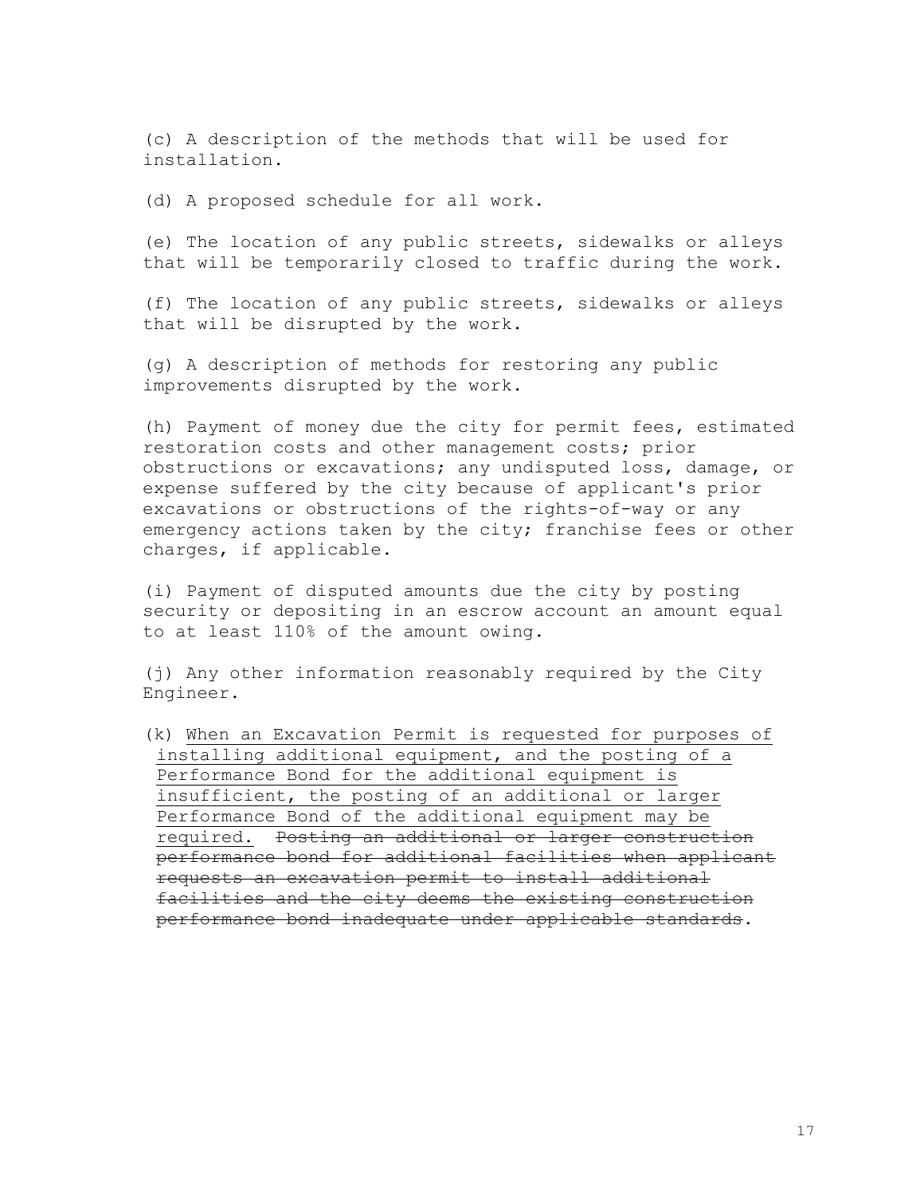(c) A description of the methods that will be used for installation.

(d) A proposed schedule for all work.

(e) The location of any public streets, sidewalks or alleys that will be temporarily closed to traffic during the work.

(f) The location of any public streets, sidewalks or alleys that will be disrupted by the work.

(g) A description of methods for restoring any public improvements disrupted by the work.

(h) Payment of money due the city for permit fees, estimated restoration costs and other management costs; prior obstructions or excavations; any undisputed loss, damage, or expense suffered by the city because of applicant's prior excavations or obstructions of the rights-of-way or any emergency actions taken by the city; franchise fees or other charges, if applicable.

(i) Payment of disputed amounts due the city by posting security or depositing in an escrow account an amount equal to at least 110% of the amount owing.

(j) Any other information reasonably required by the City Engineer.

(k) <u>When an Excavation Permit is requested for purposes of installing additional equipment, and the posting of a Performance Bond for the additional equipment is insufficient, the posting of an additional or larger Performance Bond of the additional equipment may be required.</u> ~~Posting an additional or larger construction performance bond for additional facilities when applicant requests an excavation permit to install additional facilities and the city deems the existing construction performance bond inadequate under applicable standards~~.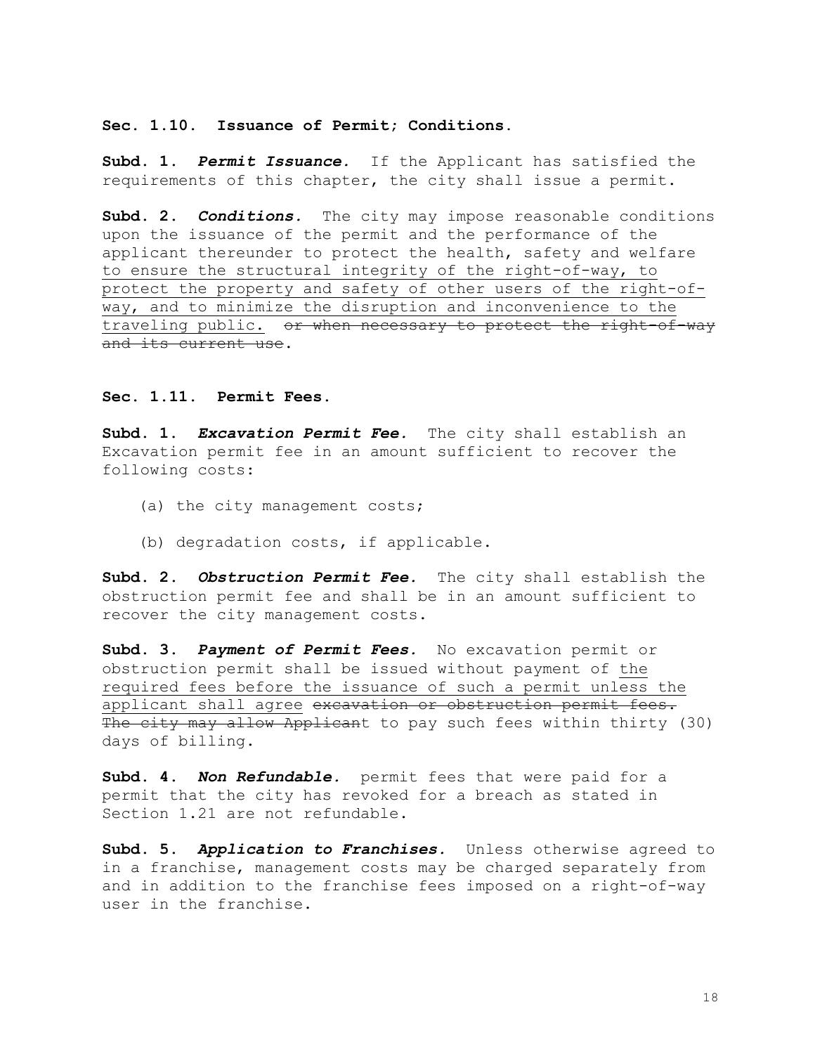**Sec. 1.10. Issuance of Permit; Conditions.**

**Subd. 1.** ***Permit Issuance.*** If the Applicant has satisfied the requirements of this chapter, the city shall issue a permit.

**Subd. 2.** ***Conditions.*** The city may impose reasonable conditions upon the issuance of the permit and the performance of the applicant thereunder to protect the health, safety and welfare <u>to ensure the structural integrity of the right-of-way, to protect the property and safety of other users of the right-of-way, and to minimize the disruption and inconvenience to the traveling public.</u> ~~or when necessary to protect the right-of-way and its current use~~.

**Sec. 1.11. Permit Fees.**

**Subd. 1.** ***Excavation Permit Fee.*** The city shall establish an Excavation permit fee in an amount sufficient to recover the following costs:

(a) the city management costs;

(b) degradation costs, if applicable.

**Subd. 2.** ***Obstruction Permit Fee.*** The city shall establish the obstruction permit fee and shall be in an amount sufficient to recover the city management costs.

**Subd. 3.** ***Payment of Permit Fees.*** No excavation permit or obstruction permit shall be issued without payment of <u>the required fees before the issuance of such a permit unless the applicant shall agree</u> ~~excavation or obstruction permit fees. The city may allow Applican~~t to pay such fees within thirty (30) days of billing.

**Subd. 4.** ***Non Refundable.*** permit fees that were paid for a permit that the city has revoked for a breach as stated in Section 1.21 are not refundable.

**Subd. 5.** ***Application to Franchises.*** Unless otherwise agreed to in a franchise, management costs may be charged separately from and in addition to the franchise fees imposed on a right-of-way user in the franchise.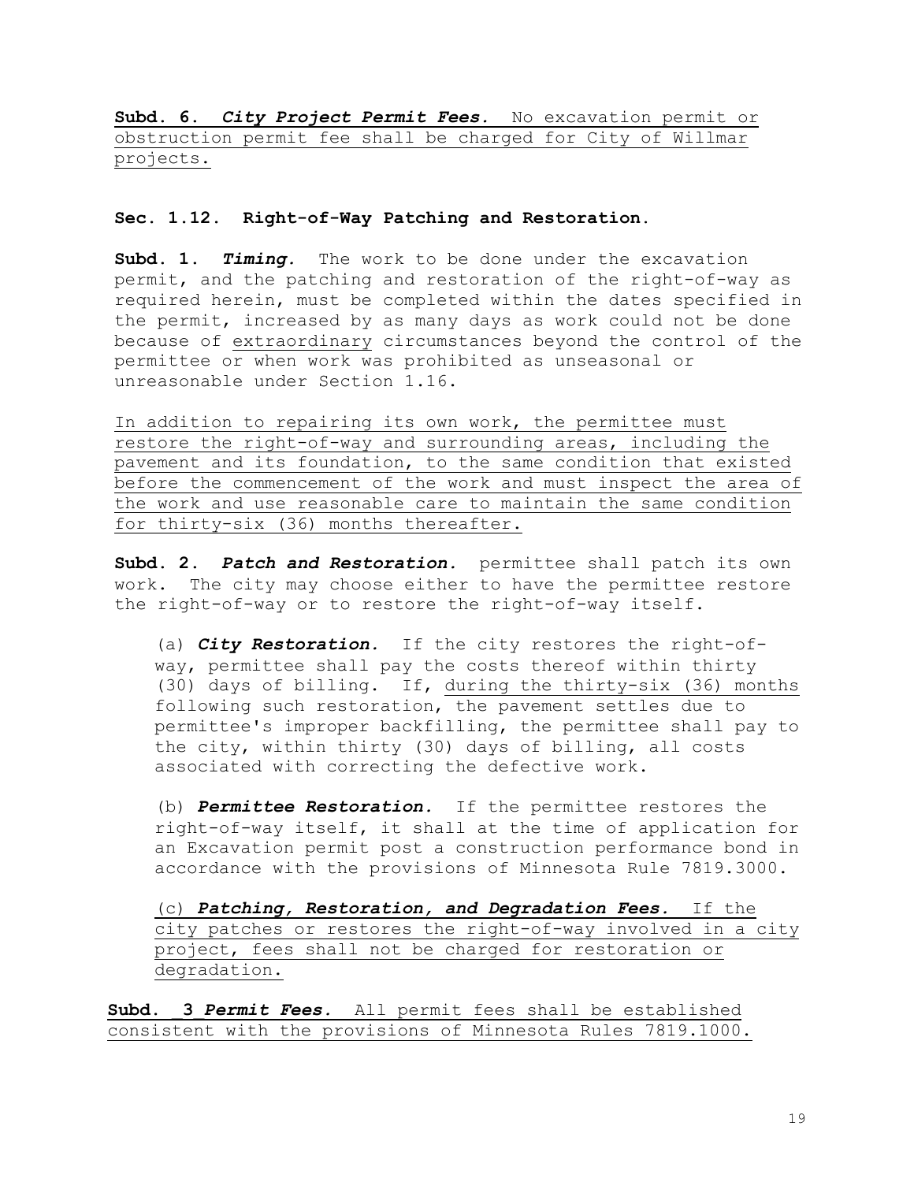**Subd. 6.** ***City Project Permit Fees.*** No excavation permit or obstruction permit fee shall be charged for City of Willmar projects.

**Sec. 1.12. Right-of-Way Patching and Restoration.**

**Subd. 1.** ***Timing.*** The work to be done under the excavation permit, and the patching and restoration of the right-of-way as required herein, must be completed within the dates specified in the permit, increased by as many days as work could not be done because of extraordinary circumstances beyond the control of the permittee or when work was prohibited as unseasonal or unreasonable under Section 1.16.

In addition to repairing its own work, the permittee must restore the right-of-way and surrounding areas, including the pavement and its foundation, to the same condition that existed before the commencement of the work and must inspect the area of the work and use reasonable care to maintain the same condition for thirty-six (36) months thereafter.

**Subd. 2.** ***Patch and Restoration.*** permittee shall patch its own work. The city may choose either to have the permittee restore the right-of-way or to restore the right-of-way itself.

(a) ***City Restoration.*** If the city restores the right-of-way, permittee shall pay the costs thereof within thirty (30) days of billing. If, during the thirty-six (36) months following such restoration, the pavement settles due to permittee's improper backfilling, the permittee shall pay to the city, within thirty (30) days of billing, all costs associated with correcting the defective work.

(b) ***Permittee Restoration.*** If the permittee restores the right-of-way itself, it shall at the time of application for an Excavation permit post a construction performance bond in accordance with the provisions of Minnesota Rule 7819.3000.

(c) ***Patching, Restoration, and Degradation Fees.*** If the city patches or restores the right-of-way involved in a city project, fees shall not be charged for restoration or degradation.

**Subd. 3** ***Permit Fees.*** All permit fees shall be established consistent with the provisions of Minnesota Rules 7819.1000.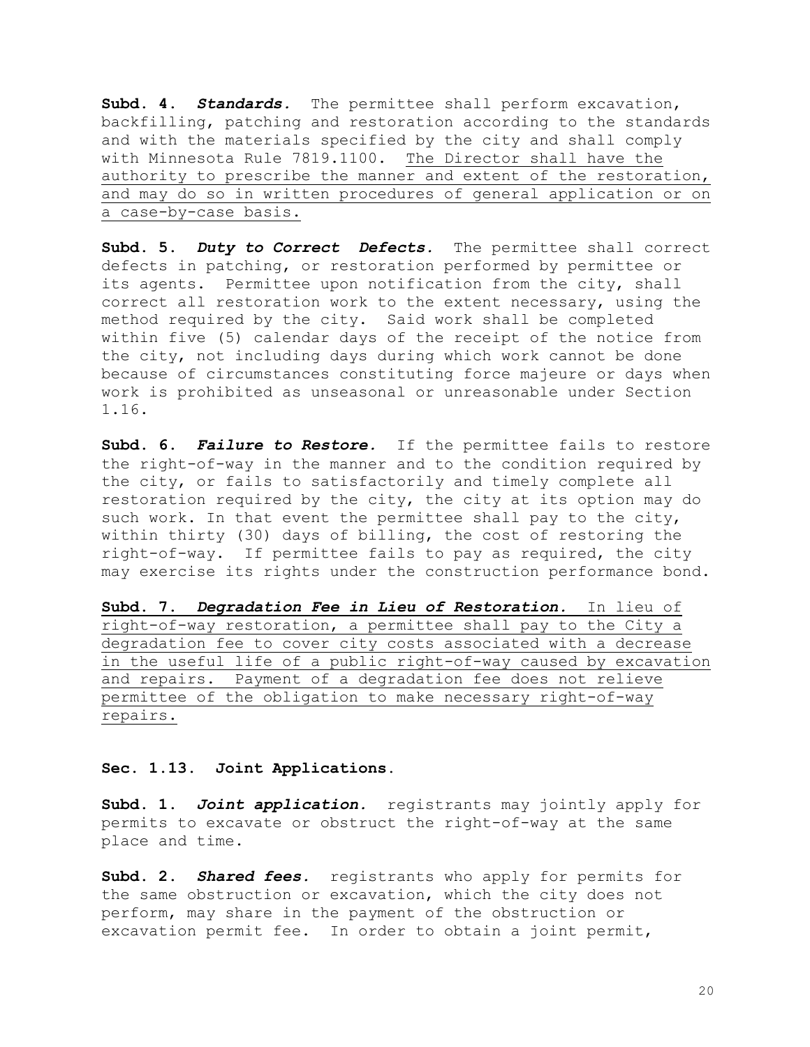**Subd. 4.** ***Standards.*** The permittee shall perform excavation, backfilling, patching and restoration according to the standards and with the materials specified by the city and shall comply with Minnesota Rule 7819.1100. <u>The Director shall have the authority to prescribe the manner and extent of the restoration, and may do so in written procedures of general application or on a case-by-case basis.</u>

**Subd. 5.** ***Duty to Correct Defects.*** The permittee shall correct defects in patching, or restoration performed by permittee or its agents. Permittee upon notification from the city, shall correct all restoration work to the extent necessary, using the method required by the city. Said work shall be completed within five (5) calendar days of the receipt of the notice from the city, not including days during which work cannot be done because of circumstances constituting force majeure or days when work is prohibited as unseasonal or unreasonable under Section 1.16.

**Subd. 6.** ***Failure to Restore.*** If the permittee fails to restore the right-of-way in the manner and to the condition required by the city, or fails to satisfactorily and timely complete all restoration required by the city, the city at its option may do such work. In that event the permittee shall pay to the city, within thirty (30) days of billing, the cost of restoring the right-of-way. If permittee fails to pay as required, the city may exercise its rights under the construction performance bond.

<u>**Subd. 7.** ***Degradation Fee in Lieu of Restoration.*** In lieu of right-of-way restoration, a permittee shall pay to the City a degradation fee to cover city costs associated with a decrease in the useful life of a public right-of-way caused by excavation and repairs. Payment of a degradation fee does not relieve permittee of the obligation to make necessary right-of-way repairs.</u>

**Sec. 1.13. Joint Applications.**

**Subd. 1.** ***Joint application.*** registrants may jointly apply for permits to excavate or obstruct the right-of-way at the same place and time.

**Subd. 2.** ***Shared fees.*** registrants who apply for permits for the same obstruction or excavation, which the city does not perform, may share in the payment of the obstruction or excavation permit fee. In order to obtain a joint permit,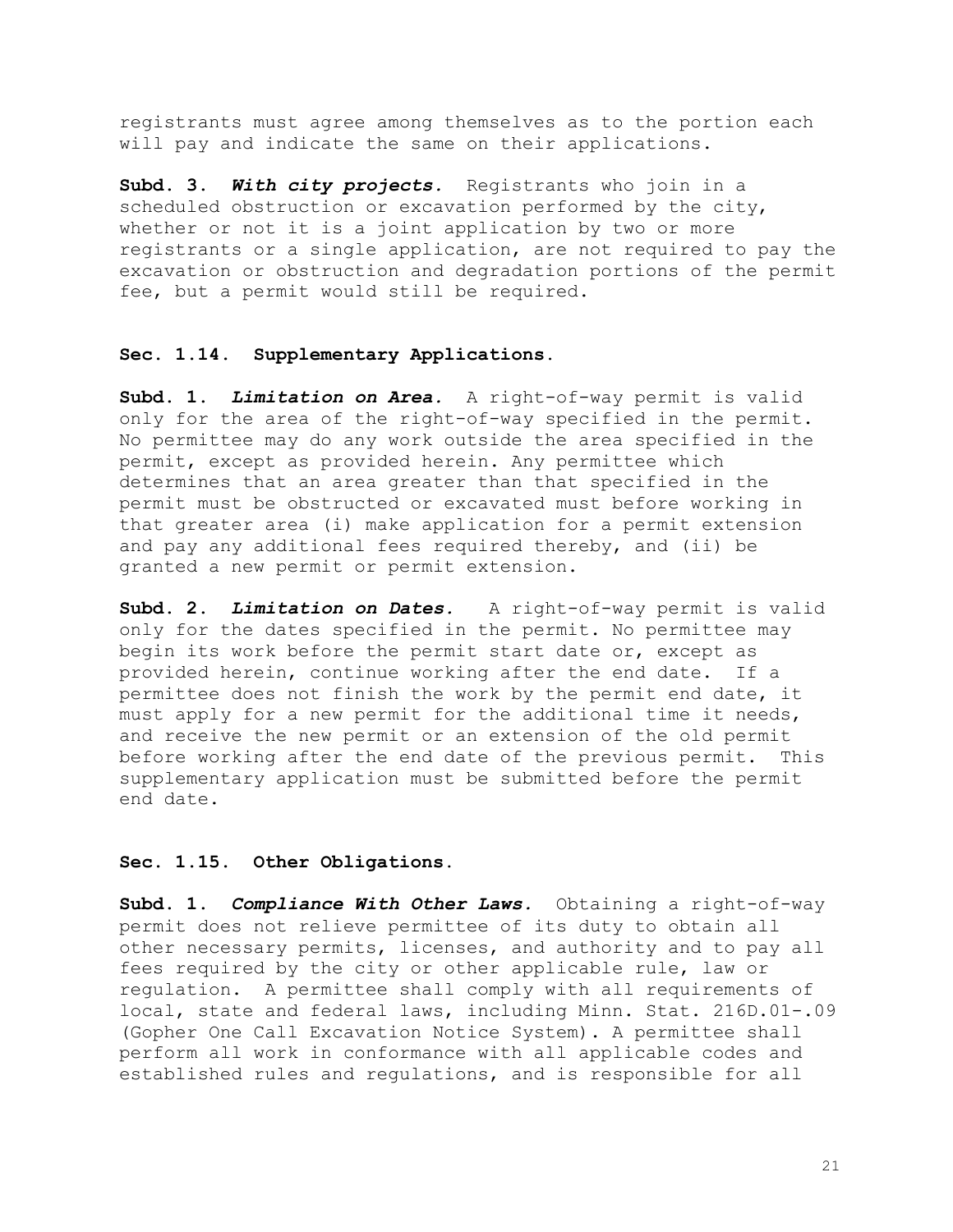registrants must agree among themselves as to the portion each will pay and indicate the same on their applications.

**Subd. 3.** ***With city projects.*** Registrants who join in a scheduled obstruction or excavation performed by the city, whether or not it is a joint application by two or more registrants or a single application, are not required to pay the excavation or obstruction and degradation portions of the permit fee, but a permit would still be required.

### Sec. 1.14. Supplementary Applications.

**Subd. 1.** ***Limitation on Area.*** A right-of-way permit is valid only for the area of the right-of-way specified in the permit. No permittee may do any work outside the area specified in the permit, except as provided herein. Any permittee which determines that an area greater than that specified in the permit must be obstructed or excavated must before working in that greater area (i) make application for a permit extension and pay any additional fees required thereby, and (ii) be granted a new permit or permit extension.

**Subd. 2.** ***Limitation on Dates.*** A right-of-way permit is valid only for the dates specified in the permit. No permittee may begin its work before the permit start date or, except as provided herein, continue working after the end date. If a permittee does not finish the work by the permit end date, it must apply for a new permit for the additional time it needs, and receive the new permit or an extension of the old permit before working after the end date of the previous permit. This supplementary application must be submitted before the permit end date.

### Sec. 1.15. Other Obligations.

**Subd. 1.** ***Compliance With Other Laws.*** Obtaining a right-of-way permit does not relieve permittee of its duty to obtain all other necessary permits, licenses, and authority and to pay all fees required by the city or other applicable rule, law or regulation. A permittee shall comply with all requirements of local, state and federal laws, including Minn. Stat. 216D.01-.09 (Gopher One Call Excavation Notice System). A permittee shall perform all work in conformance with all applicable codes and established rules and regulations, and is responsible for all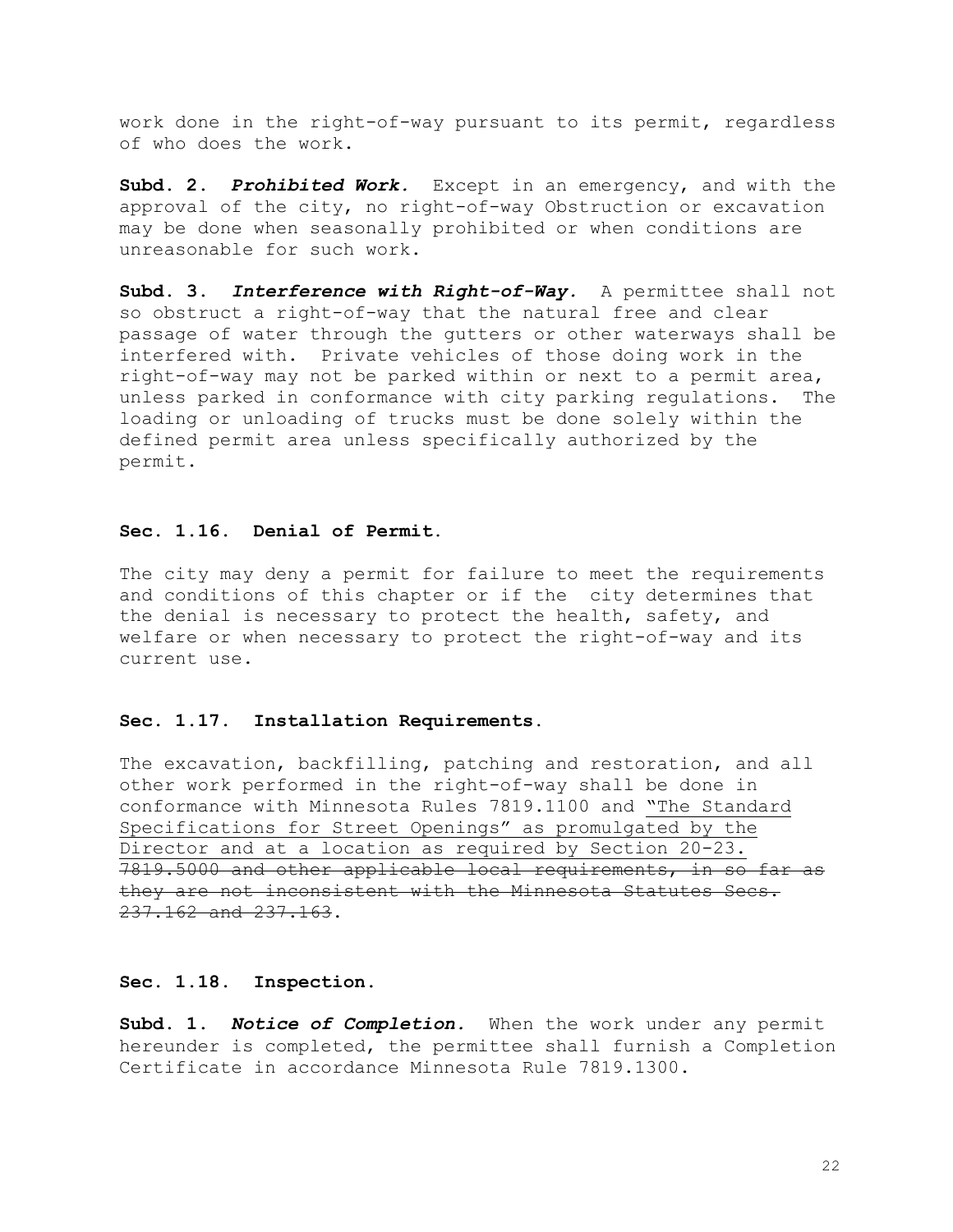work done in the right-of-way pursuant to its permit, regardless of who does the work.

**Subd. 2.** ***Prohibited Work.*** Except in an emergency, and with the approval of the city, no right-of-way Obstruction or excavation may be done when seasonally prohibited or when conditions are unreasonable for such work.

**Subd. 3.** ***Interference with Right-of-Way.*** A permittee shall not so obstruct a right-of-way that the natural free and clear passage of water through the gutters or other waterways shall be interfered with. Private vehicles of those doing work in the right-of-way may not be parked within or next to a permit area, unless parked in conformance with city parking regulations. The loading or unloading of trucks must be done solely within the defined permit area unless specifically authorized by the permit.

### Sec. 1.16. Denial of Permit.

The city may deny a permit for failure to meet the requirements and conditions of this chapter or if the city determines that the denial is necessary to protect the health, safety, and welfare or when necessary to protect the right-of-way and its current use.

### Sec. 1.17. Installation Requirements.

The excavation, backfilling, patching and restoration, and all other work performed in the right-of-way shall be done in conformance with Minnesota Rules 7819.1100 and <u>"The Standard Specifications for Street Openings" as promulgated by the Director and at a location as required by Section 20-23.</u> ~~7819.5000 and other applicable local requirements, in so far as they are not inconsistent with the Minnesota Statutes Secs. 237.162 and 237.163~~.

### Sec. 1.18. Inspection.

**Subd. 1.** ***Notice of Completion.*** When the work under any permit hereunder is completed, the permittee shall furnish a Completion Certificate in accordance Minnesota Rule 7819.1300.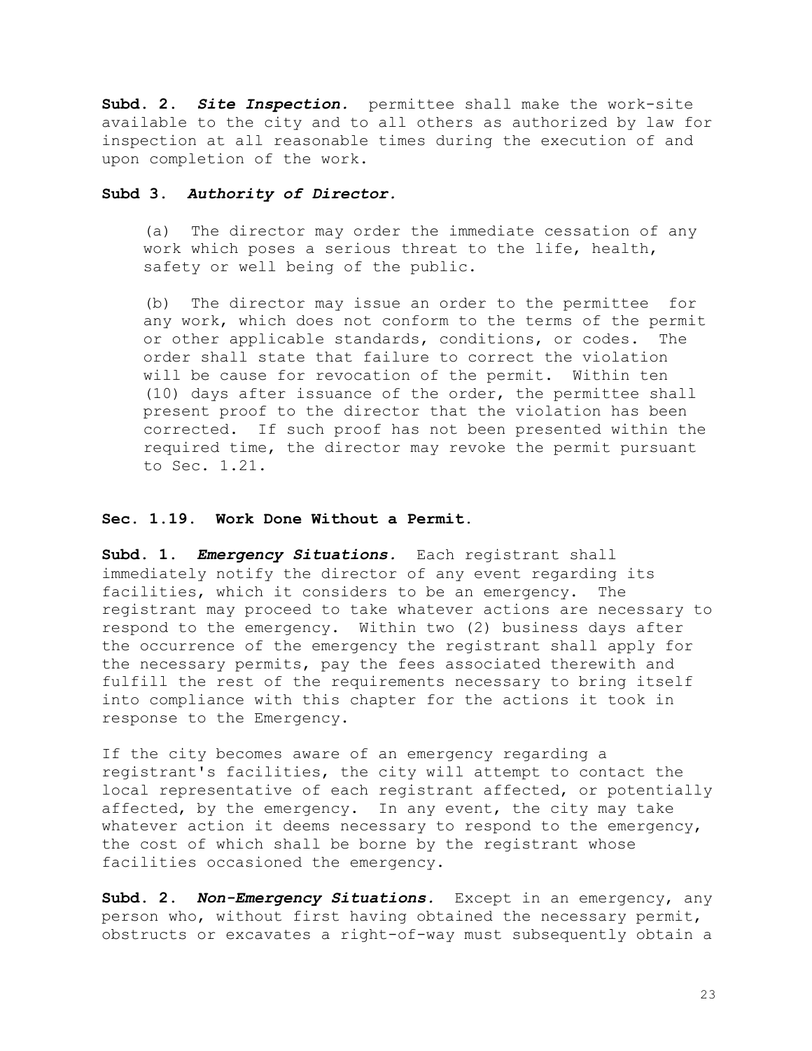**Subd. 2.** ***Site Inspection.*** permittee shall make the work-site available to the city and to all others as authorized by law for inspection at all reasonable times during the execution of and upon completion of the work.

**Subd 3.** ***Authority of Director.***

(a) The director may order the immediate cessation of any work which poses a serious threat to the life, health, safety or well being of the public.

(b) The director may issue an order to the permittee for any work, which does not conform to the terms of the permit or other applicable standards, conditions, or codes. The order shall state that failure to correct the violation will be cause for revocation of the permit. Within ten (10) days after issuance of the order, the permittee shall present proof to the director that the violation has been corrected. If such proof has not been presented within the required time, the director may revoke the permit pursuant to Sec. 1.21.

**Sec. 1.19. Work Done Without a Permit.**

**Subd. 1.** ***Emergency Situations.*** Each registrant shall immediately notify the director of any event regarding its facilities, which it considers to be an emergency. The registrant may proceed to take whatever actions are necessary to respond to the emergency. Within two (2) business days after the occurrence of the emergency the registrant shall apply for the necessary permits, pay the fees associated therewith and fulfill the rest of the requirements necessary to bring itself into compliance with this chapter for the actions it took in response to the Emergency.

If the city becomes aware of an emergency regarding a registrant's facilities, the city will attempt to contact the local representative of each registrant affected, or potentially affected, by the emergency. In any event, the city may take whatever action it deems necessary to respond to the emergency, the cost of which shall be borne by the registrant whose facilities occasioned the emergency.

**Subd. 2.** ***Non-Emergency Situations.*** Except in an emergency, any person who, without first having obtained the necessary permit, obstructs or excavates a right-of-way must subsequently obtain a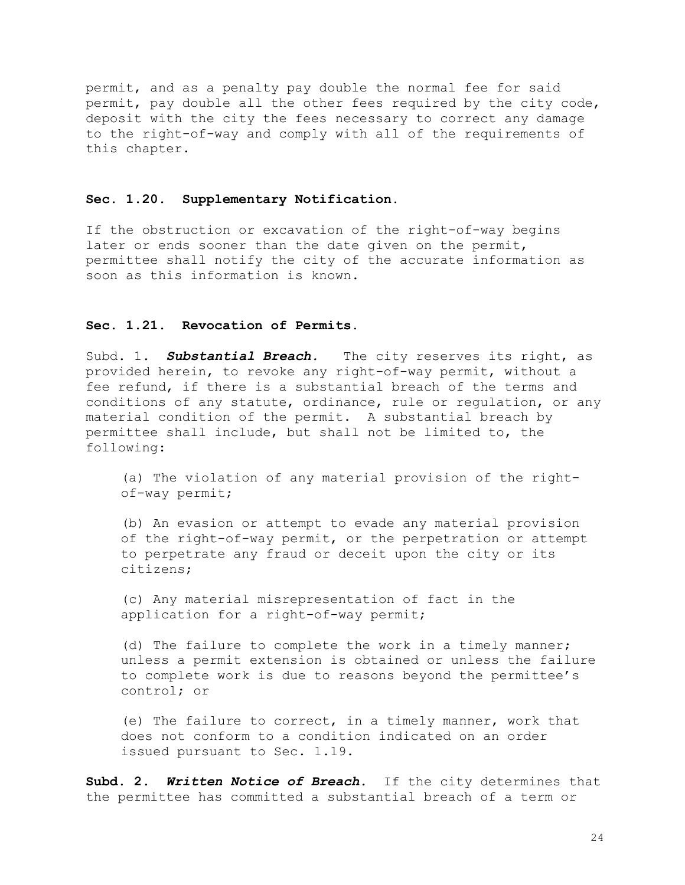permit, and as a penalty pay double the normal fee for said permit, pay double all the other fees required by the city code, deposit with the city the fees necessary to correct any damage to the right-of-way and comply with all of the requirements of this chapter.

**Sec. 1.20. Supplementary Notification.**

If the obstruction or excavation of the right-of-way begins later or ends sooner than the date given on the permit, permittee shall notify the city of the accurate information as soon as this information is known.

**Sec. 1.21. Revocation of Permits.**

Subd. 1. ***Substantial Breach.*** The city reserves its right, as provided herein, to revoke any right-of-way permit, without a fee refund, if there is a substantial breach of the terms and conditions of any statute, ordinance, rule or regulation, or any material condition of the permit. A substantial breach by permittee shall include, but shall not be limited to, the following:

(a) The violation of any material provision of the right-of-way permit;

(b) An evasion or attempt to evade any material provision of the right-of-way permit, or the perpetration or attempt to perpetrate any fraud or deceit upon the city or its citizens;

(c) Any material misrepresentation of fact in the application for a right-of-way permit;

(d) The failure to complete the work in a timely manner; unless a permit extension is obtained or unless the failure to complete work is due to reasons beyond the permittee's control; or

(e) The failure to correct, in a timely manner, work that does not conform to a condition indicated on an order issued pursuant to Sec. 1.19.

**Subd. 2. *Written Notice of Breach.*** If the city determines that the permittee has committed a substantial breach of a term or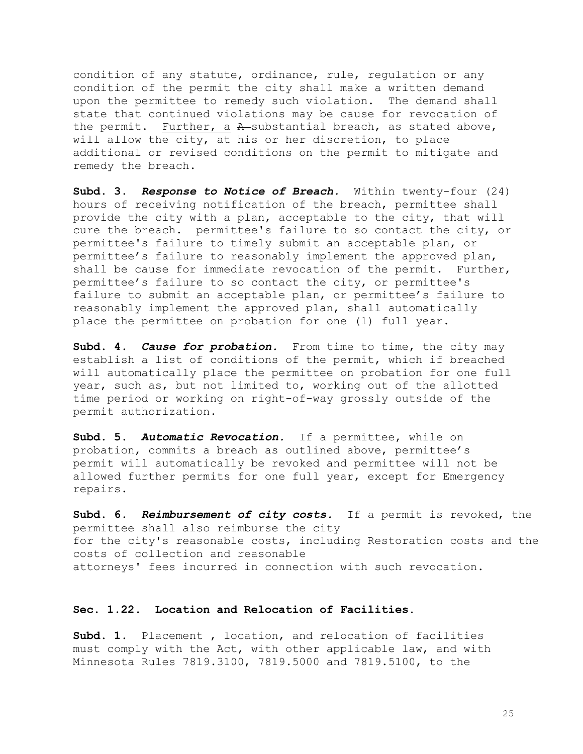condition of any statute, ordinance, rule, regulation or any condition of the permit the city shall make a written demand upon the permittee to remedy such violation. The demand shall state that continued violations may be cause for revocation of the permit. <u>Further, a</u> ~~A~~ substantial breach, as stated above, will allow the city, at his or her discretion, to place additional or revised conditions on the permit to mitigate and remedy the breach.

**Subd. 3.** ***Response to Notice of Breach.*** Within twenty-four (24) hours of receiving notification of the breach, permittee shall provide the city with a plan, acceptable to the city, that will cure the breach. permittee's failure to so contact the city, or permittee's failure to timely submit an acceptable plan, or permittee's failure to reasonably implement the approved plan, shall be cause for immediate revocation of the permit. Further, permittee's failure to so contact the city, or permittee's failure to submit an acceptable plan, or permittee's failure to reasonably implement the approved plan, shall automatically place the permittee on probation for one (1) full year.

**Subd. 4.** ***Cause for probation.*** From time to time, the city may establish a list of conditions of the permit, which if breached will automatically place the permittee on probation for one full year, such as, but not limited to, working out of the allotted time period or working on right-of-way grossly outside of the permit authorization.

**Subd. 5.** ***Automatic Revocation.*** If a permittee, while on probation, commits a breach as outlined above, permittee's permit will automatically be revoked and permittee will not be allowed further permits for one full year, except for Emergency repairs.

**Subd. 6.** ***Reimbursement of city costs.*** If a permit is revoked, the permittee shall also reimburse the city for the city's reasonable costs, including Restoration costs and the costs of collection and reasonable attorneys' fees incurred in connection with such revocation.

**Sec. 1.22. Location and Relocation of Facilities.**

**Subd. 1.** Placement , location, and relocation of facilities must comply with the Act, with other applicable law, and with Minnesota Rules 7819.3100, 7819.5000 and 7819.5100, to the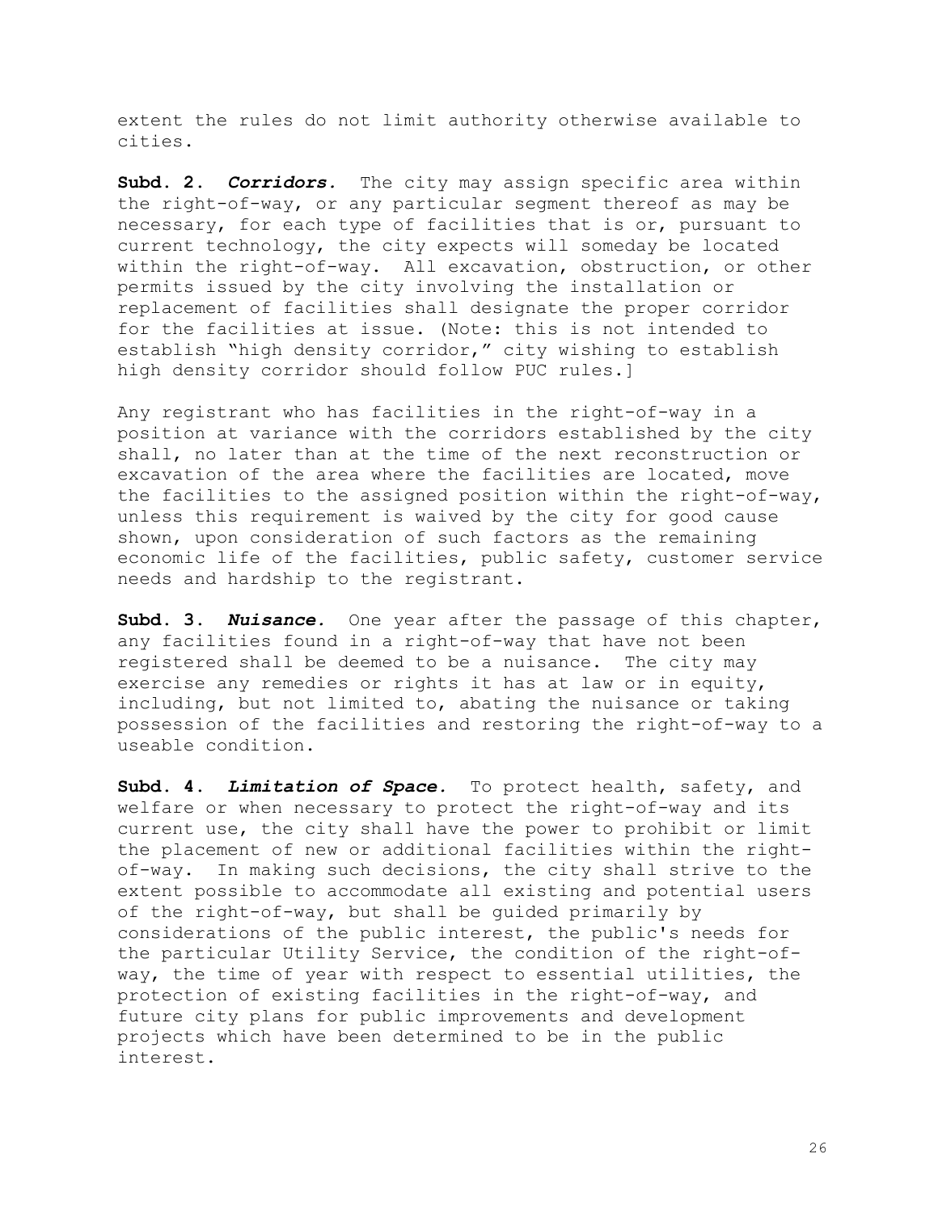extent the rules do not limit authority otherwise available to cities.

**Subd. 2.** ***Corridors.*** The city may assign specific area within the right-of-way, or any particular segment thereof as may be necessary, for each type of facilities that is or, pursuant to current technology, the city expects will someday be located within the right-of-way. All excavation, obstruction, or other permits issued by the city involving the installation or replacement of facilities shall designate the proper corridor for the facilities at issue. (Note: this is not intended to establish "high density corridor," city wishing to establish high density corridor should follow PUC rules.]

Any registrant who has facilities in the right-of-way in a position at variance with the corridors established by the city shall, no later than at the time of the next reconstruction or excavation of the area where the facilities are located, move the facilities to the assigned position within the right-of-way, unless this requirement is waived by the city for good cause shown, upon consideration of such factors as the remaining economic life of the facilities, public safety, customer service needs and hardship to the registrant.

**Subd. 3.** ***Nuisance.*** One year after the passage of this chapter, any facilities found in a right-of-way that have not been registered shall be deemed to be a nuisance. The city may exercise any remedies or rights it has at law or in equity, including, but not limited to, abating the nuisance or taking possession of the facilities and restoring the right-of-way to a useable condition.

**Subd. 4.** ***Limitation of Space.*** To protect health, safety, and welfare or when necessary to protect the right-of-way and its current use, the city shall have the power to prohibit or limit the placement of new or additional facilities within the right-of-way. In making such decisions, the city shall strive to the extent possible to accommodate all existing and potential users of the right-of-way, but shall be guided primarily by considerations of the public interest, the public's needs for the particular Utility Service, the condition of the right-of-way, the time of year with respect to essential utilities, the protection of existing facilities in the right-of-way, and future city plans for public improvements and development projects which have been determined to be in the public interest.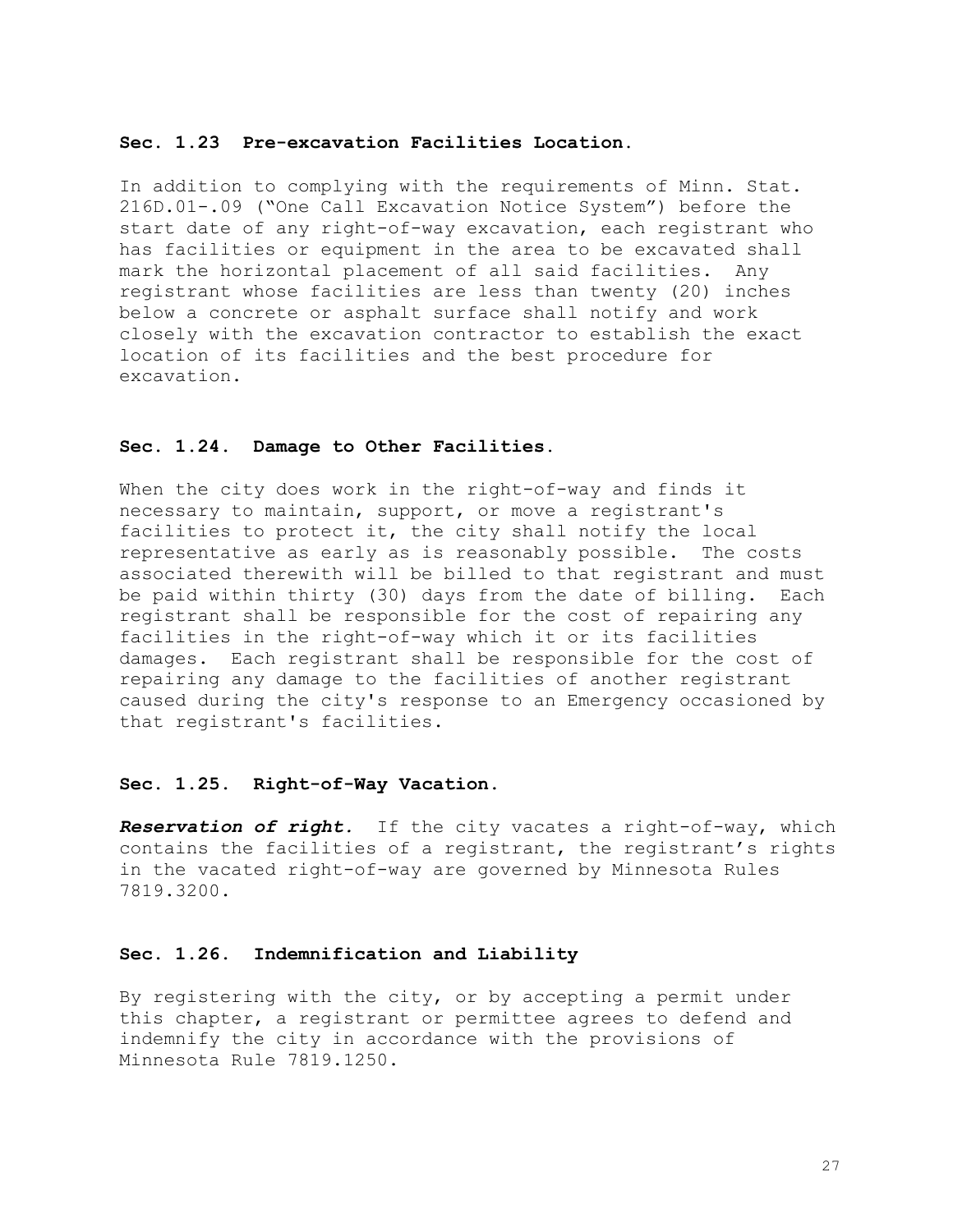### Sec. 1.23 Pre-excavation Facilities Location.

In addition to complying with the requirements of Minn. Stat. 216D.01-.09 ("One Call Excavation Notice System") before the start date of any right-of-way excavation, each registrant who has facilities or equipment in the area to be excavated shall mark the horizontal placement of all said facilities. Any registrant whose facilities are less than twenty (20) inches below a concrete or asphalt surface shall notify and work closely with the excavation contractor to establish the exact location of its facilities and the best procedure for excavation.

### Sec. 1.24. Damage to Other Facilities.

When the city does work in the right-of-way and finds it necessary to maintain, support, or move a registrant's facilities to protect it, the city shall notify the local representative as early as is reasonably possible. The costs associated therewith will be billed to that registrant and must be paid within thirty (30) days from the date of billing. Each registrant shall be responsible for the cost of repairing any facilities in the right-of-way which it or its facilities damages. Each registrant shall be responsible for the cost of repairing any damage to the facilities of another registrant caused during the city's response to an Emergency occasioned by that registrant's facilities.

### Sec. 1.25. Right-of-Way Vacation.

***Reservation of right.*** If the city vacates a right-of-way, which contains the facilities of a registrant, the registrant's rights in the vacated right-of-way are governed by Minnesota Rules 7819.3200.

### Sec. 1.26. Indemnification and Liability

By registering with the city, or by accepting a permit under this chapter, a registrant or permittee agrees to defend and indemnify the city in accordance with the provisions of Minnesota Rule 7819.1250.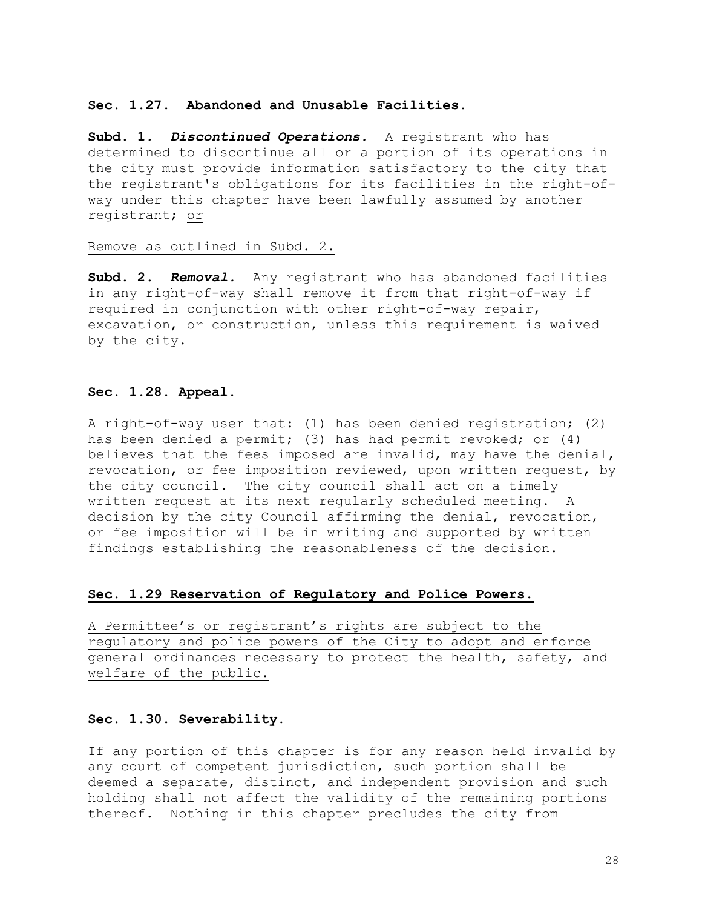**Sec. 1.27. Abandoned and Unusable Facilities.**

**Subd. 1.** ***Discontinued Operations.*** A registrant who has determined to discontinue all or a portion of its operations in the city must provide information satisfactory to the city that the registrant's obligations for its facilities in the right-of-way under this chapter have been lawfully assumed by another registrant; or

Remove as outlined in Subd. 2.

**Subd. 2.** ***Removal.*** Any registrant who has abandoned facilities in any right-of-way shall remove it from that right-of-way if required in conjunction with other right-of-way repair, excavation, or construction, unless this requirement is waived by the city.

**Sec. 1.28. Appeal.**

A right-of-way user that: (1) has been denied registration; (2) has been denied a permit; (3) has had permit revoked; or (4) believes that the fees imposed are invalid, may have the denial, revocation, or fee imposition reviewed, upon written request, by the city council. The city council shall act on a timely written request at its next regularly scheduled meeting. A decision by the city Council affirming the denial, revocation, or fee imposition will be in writing and supported by written findings establishing the reasonableness of the decision.

**Sec. 1.29 Reservation of Regulatory and Police Powers.**

A Permittee's or registrant's rights are subject to the regulatory and police powers of the City to adopt and enforce general ordinances necessary to protect the health, safety, and welfare of the public.

**Sec. 1.30. Severability.**

If any portion of this chapter is for any reason held invalid by any court of competent jurisdiction, such portion shall be deemed a separate, distinct, and independent provision and such holding shall not affect the validity of the remaining portions thereof. Nothing in this chapter precludes the city from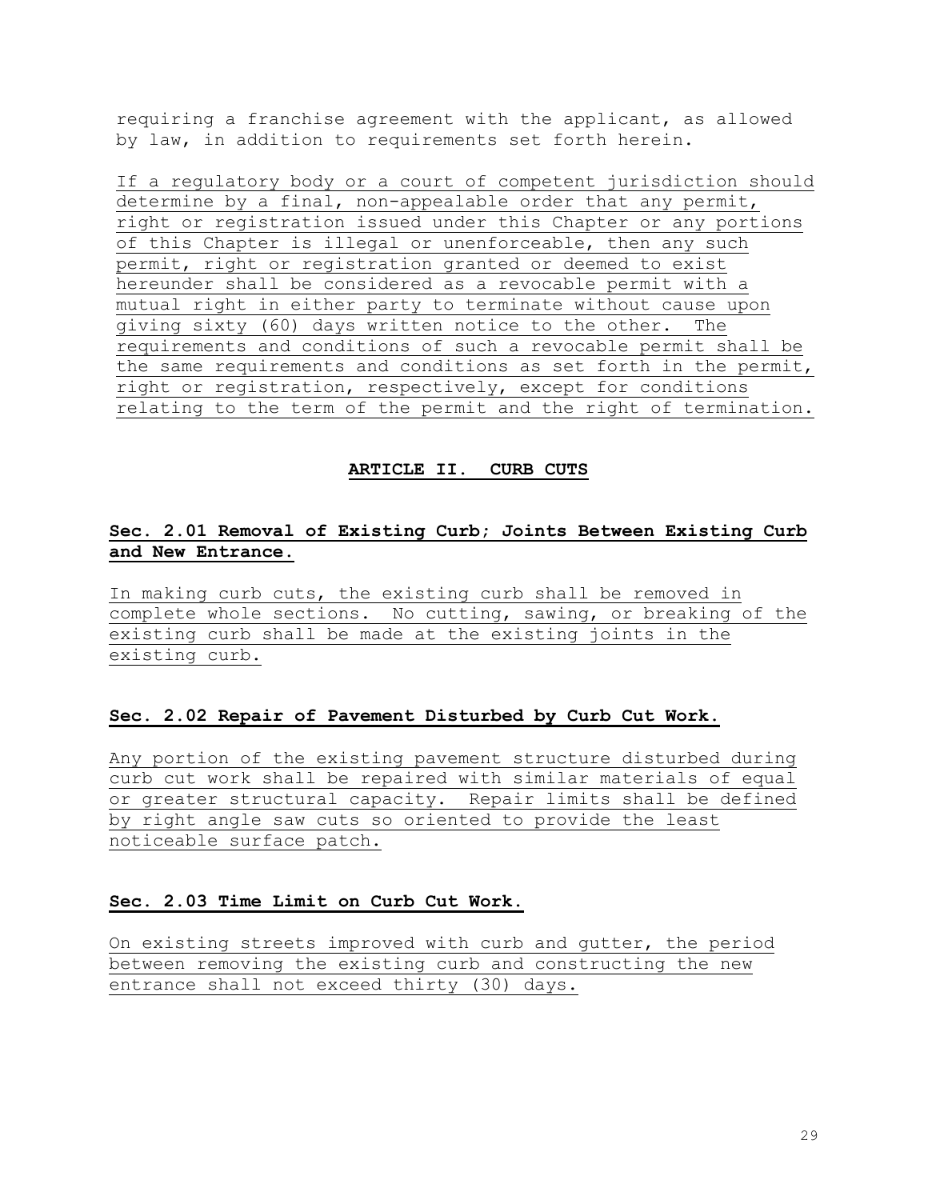requiring a franchise agreement with the applicant, as allowed by law, in addition to requirements set forth herein.

If a regulatory body or a court of competent jurisdiction should determine by a final, non-appealable order that any permit, right or registration issued under this Chapter or any portions of this Chapter is illegal or unenforceable, then any such permit, right or registration granted or deemed to exist hereunder shall be considered as a revocable permit with a mutual right in either party to terminate without cause upon giving sixty (60) days written notice to the other. The requirements and conditions of such a revocable permit shall be the same requirements and conditions as set forth in the permit, right or registration, respectively, except for conditions relating to the term of the permit and the right of termination.

## ARTICLE II. CURB CUTS

### Sec. 2.01 Removal of Existing Curb; Joints Between Existing Curb and New Entrance.

In making curb cuts, the existing curb shall be removed in complete whole sections. No cutting, sawing, or breaking of the existing curb shall be made at the existing joints in the existing curb.

### Sec. 2.02 Repair of Pavement Disturbed by Curb Cut Work.

Any portion of the existing pavement structure disturbed during curb cut work shall be repaired with similar materials of equal or greater structural capacity. Repair limits shall be defined by right angle saw cuts so oriented to provide the least noticeable surface patch.

### Sec. 2.03 Time Limit on Curb Cut Work.

On existing streets improved with curb and gutter, the period between removing the existing curb and constructing the new entrance shall not exceed thirty (30) days.